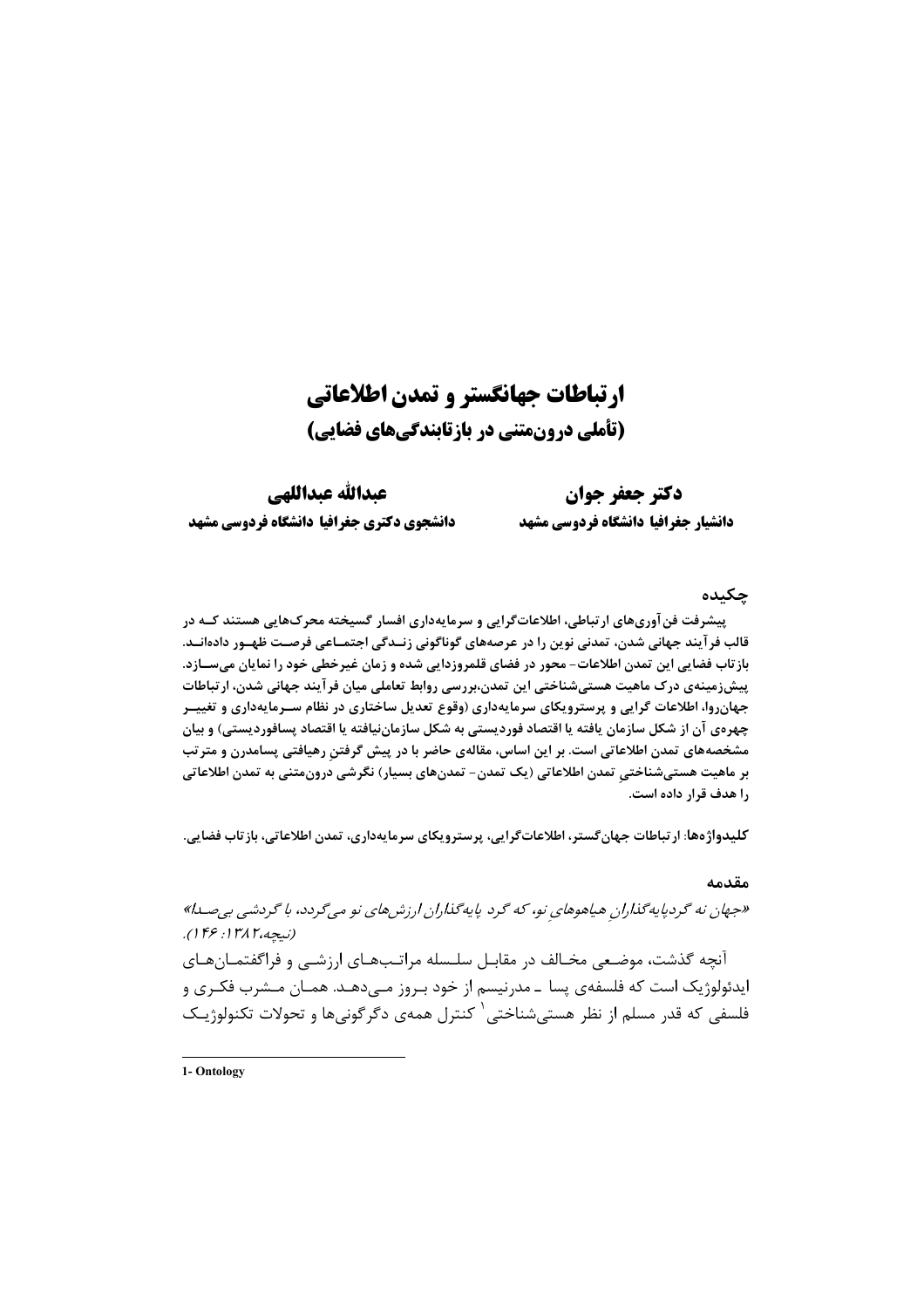# ارتباطات جهانگستر و تمدن اطلاعاتی
## (تأملی درون‌متنی در بازتابندگی‌های فضایی)

**دکتر جعفر جوان**
**دانشیار جغرافیا دانشگاه فردوسی مشهد**

**عبدالله عبداللهی**
**دانشجوی دکتری جغرافیا دانشگاه فردوسی مشهد**

### چکیده

**پیشرفت فن‌آوری‌های ارتباطی، اطلاعات‌گرایی و سرمایه‌داری افسار گسیخته محرک‌هایی هستند که در قالب فرآیند جهانی شدن، تمدنی نوین را در عرصه‌های گوناگونی زندگی اجتماعی فرصت ظهور داده‌اند. بازتاب فضایی این تمدن اطلاعات- محور در فضای قلمروزدایی شده و زمان غیرخطی خود را نمایان می‌سازد. پیش‌زمینه‌ی درک ماهیت هستی‌شناختی این تمدن،بررسی روابط تعاملی میان فرآیند جهانی شدن، ارتباطات جهان‌روا، اطلاعات گرایی و پرسترویکای سرمایه‌داری (وقوع تعدیل ساختاری در نظام سرمایه‌داری و تغییر چهره‌ی آن از شکل سازمان یافته یا اقتصاد فوردیستی به شکل سازمان‌نیافته یا اقتصاد پسافوردیستی) و بیان مشخصه‌های تمدن اطلاعاتی است. بر این اساس، مقاله‌ی حاضر با در پیش گرفتنِ رهیافتی پسامدرن و مترتب بر ماهیت هستی‌شناختیِ تمدن اطلاعاتی (یک تمدن- تمدن‌های بسیار) نگرشی درون‌متنی به تمدن اطلاعاتی را هدف قرار داده است.**

**کلیدواژه‌ها**: ارتباطات جهان‌گستر، اطلاعات‌گرایی، پرسترویکای سرمایه‌داری، تمدن اطلاعاتی، بازتاب فضایی.

### مقدمه

*«جهان نه گردپایه‌گذاران هیاهوهای نو، که گرد پایه‌گذاران ارزش‌های نو می‌گردد، با گردشی بی‌صدا» (نیچه،۱۳۸۲: ۱۴۶).*

آنچه گذشت، موضعی مخالف در مقابل سلسله مراتب‌های ارزشی و فراگفتمان‌های ایدئولوژیک است که فلسفه‌ی پسا ـ مدرنیسم از خود بروز می‌دهد. همان مشرب فکری و فلسفی که قدر مسلم از نظر هستی‌شناختی[1] کنترل همه‌ی دگرگونی‌ها و تحولات تکنولوژیک

---

1- Ontology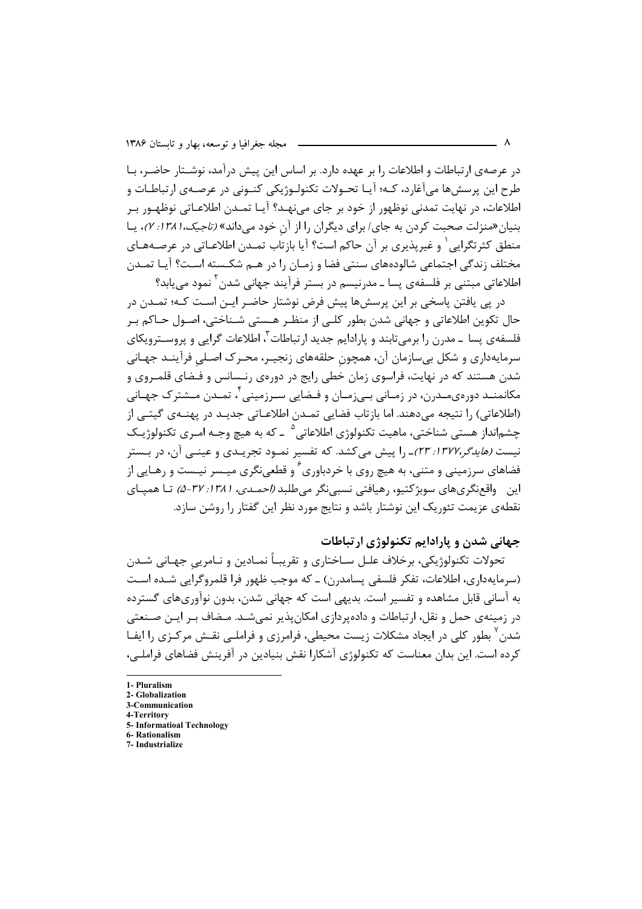در عرصه‌ی ارتباطات و اطلاعات را بر عهده دارد. بر اساس این پیش درآمد، نوشتار حاضر، با طرح این پرسش‌ها می‌آغازد، که؛ آیا تحولات تکنولوژیکی کنونی در عرصه‌ی ارتباطات و اطلاعات، در نهایت تمدنی نوظهور از خود بر جای می‌نهد؟ آیا تمدن اطلاعاتی نوظهور بر بنیان«منزلت صحبت کردن به جای/ برای دیگران را از آنِ خود می‌داند» *(تاجیک،۱۳۸۱: ۷)*، یا منطق کثرتگرایی[1] و غیرپذیری بر آن حاکم است؟ آیا بازتاب تمدن اطلاعاتی در عرصه‌های مختلف زندگی اجتماعی شالوده‌های سنتی فضا و زمان را در هم شکسته است؟ آیا تمدن اطلاعاتی مبتنی بر فلسفه‌ی پسا ـ مدرنیسم در بستر فرآیند جهانی شدن[2] نمود می‌یابد؟

در پی یافتن پاسخی بر این پرسش‌ها پیش فرض نوشتار حاضر این است که؛ تمدن در حال تکوین اطلاعاتی و جهانی شدن بطور کلی از منظر هستی شناختی، اصول حاکم بر فلسفه‌ی پسا ـ مدرن را برمی‌تابند و پارادایم جدید ارتباطات[3]، اطلاعات گرایی و پروسترویکای سرمایه‌داری و شکل بی‌سازمان آن، همچونِ حلقه‌های زنجیر، محرک اصلیِ فرآیند جهانی شدن هستند که در نهایت، فراسوی زمان خطی رایج در دوره‌ی رنسانس و فضای قلمروی و مکانمند دوره‌ی مدرن، در زمانی بی‌زمان و فضایی سرزمینی[4]، تمدن مشترک جهانی (اطلاعاتی) را نتیجه می‌دهند. اما بازتاب فضایی تمدن اطلاعاتی جدید در پهنه‌ی گیتی از چشم‌انداز هستی شناختی، ماهیت تکنولوژی اطلاعاتی[5] ـ که به هیچ وجه امری تکنولوژیک نیست *(هایدگر،۱۳۷۷: ۲۳)*ـ را پیش می‌کشد. که تفسیر نمود تجریدی و عینی آن، در بستر فضاهای سرزمینی و متنی، به هیچ روی با خردباوری[6] و قطعی‌نگری میسر نیست و رهایی از این واقع‌نگری‌های سوبژکتیو، رهیافتی نسبی‌نگر می‌طلبد *(احمدی، ۱۳۸۱: ۳۷-۵)* تا همپای نقطه‌ی عزیمت تئوریک این نوشتار باشد و نتایج مورد نظر این گفتار را روشن سازد.

## جهانی شدن و پارادایم تکنولوژی ارتباطات

تحولات تکنولوژیکی، برخلاف علل ساختاری و تقریباً نمادین و نامریِی جهانی شدن (سرمایه‌داری، اطلاعات، تفکر فلسفی پسامدرن) ـ که موجب ظهور فرا قلمروگرایی شده است به آسانی قابل مشاهده و تفسیر است. بدیهی است که جهانی شدن، بدون نوآوری‌های گسترده در زمینه‌ی حمل و نقل، ارتباطات و داده‌پردازی امکان‌پذیر نمی‌شد. مضاف بر این صنعتی شدن[7] بطور کلی در ایجاد مشکلات زیست محیطی، فرامرزی و فراملی نقش مرکزی را ایفا کرده است. این بدان معناست که تکنولوژی آشکارا نقش بنیادین در آفرینش فضاهای فراملی،

---

1- Pluralism
2- Globalization
3-Communication
4-Territory
5- Informatioal Technology
6- Rationalism
7- Industrialize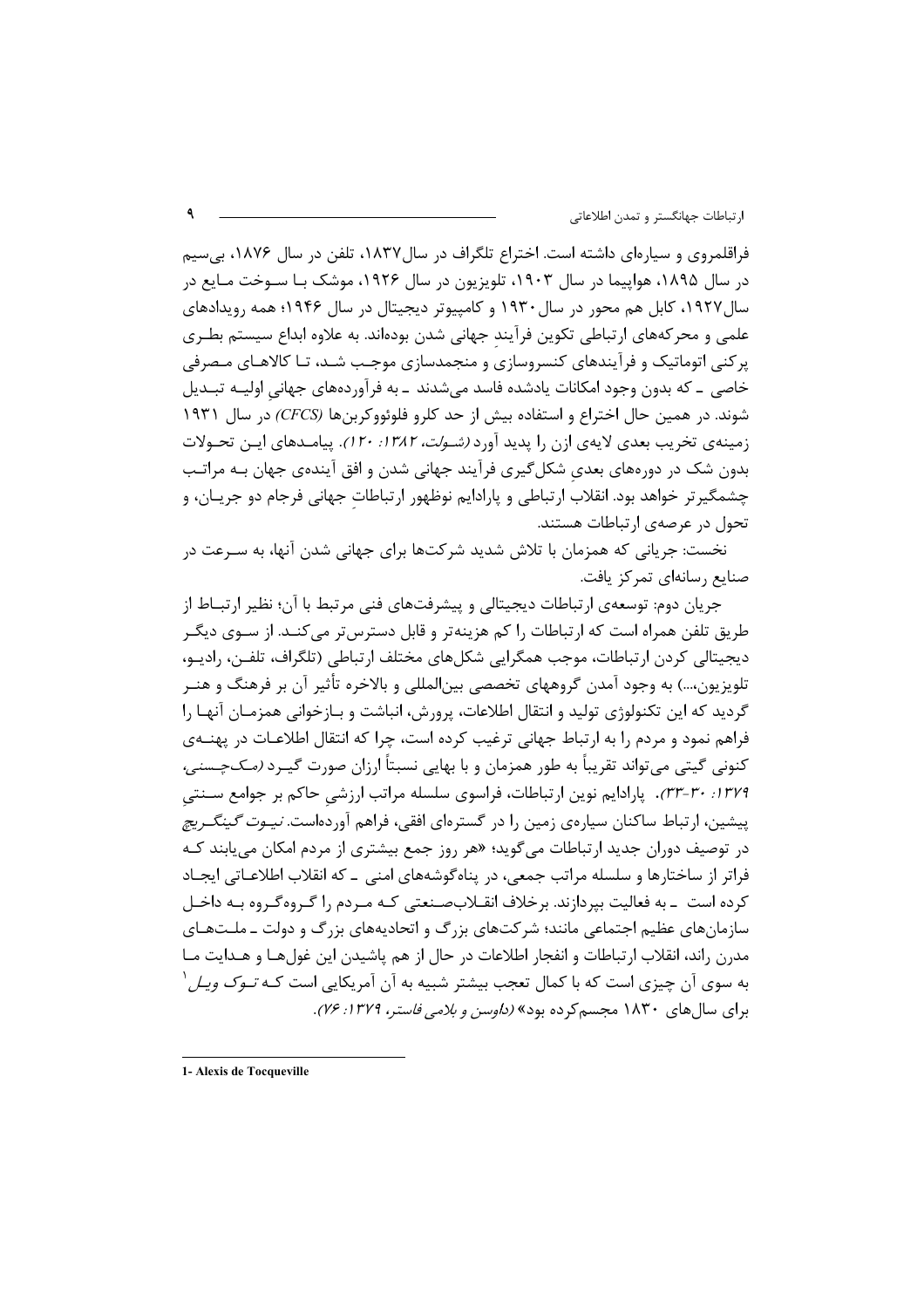فراقلمروی و سیاره‌ای داشته است. اختراع تلگراف در سال ۱۸۳۷، تلفن در سال ۱۸۷۶، بی‌سیم در سال ۱۸۹۵، هواپیما در سال ۱۹۰۳، تلویزیون در سال ۱۹۲۶، موشک با سوخت مایع در سال ۱۹۲۷، کابل هم محور در سال ۱۹۳۰ و کامپیوتر دیجیتال در سال ۱۹۴۶؛ همه رویدادهای علمی و محرکه‌های ارتباطی تکوین فرآیندِ جهانی شدن بوده‌اند. به علاوه ابداع سیستم بطری پرکنی اتوماتیک و فرآیندهای کنسروسازی و منجمدسازی موجب شد، تا کالاهای مصرفی خاصی ـ که بدون وجود امکانات یادشده فاسد می‌شدند ـ به فرآورده‌های جهانیِ اولیه تبدیل شوند. در همین حال اختراع و استفاده بیش از حد کلرو فلوئوروکربن‌ها *(CFCS)* در سال ۱۹۳۱ زمینه‌ی تخریب بعدی لایه‌ی ازن را پدید آورد *(شولت، ۱۳۸۲: ۱۲۰)*. پیامدهای این تحولات بدون شک در دوره‌های بعدیِ شکل‌گیری فرآیند جهانی شدن و افق آینده‌ی جهان به مراتب چشمگیرتر خواهد بود. انقلاب ارتباطی و پارادایم نوظهور ارتباطاتِ جهانی فرجام دو جریان، و تحول در عرصه‌ی ارتباطات هستند.

نخست: جریانی که همزمان با تلاش شدید شرکت‌ها برای جهانی شدن آنها، به سرعت در صنایع رسانه‌ای تمرکز یافت.

جریان دوم: توسعه‌ی ارتباطات دیجیتالی و پیشرفت‌های فنی مرتبط با آن؛ نظیر ارتباط از طریق تلفن همراه است که ارتباطات را کم هزینه‌تر و قابل دسترس‌تر می‌کند. از سوی دیگر دیجیتالی کردن ارتباطات، موجب همگرایی شکل‌های مختلف ارتباطی (تلگراف، تلفن، رادیو، تلویزیون،...) به وجود آمدن گروههای تخصصی بین‌المللی و بالاخره تأثیر آن بر فرهنگ و هنر گردید که این تکنولوژی تولید و انتقال اطلاعات، پرورش، انباشت و بازخوانی همزمان آنها را فراهم نمود و مردم را به ارتباط جهانی ترغیب کرده است، چرا که انتقال اطلاعات در پهنه‌ی کنونی گیتی می‌تواند تقریباً به طور همزمان و با بهایی نسبتاً ارزان صورت گیرد *(مک‌چسنی، ۱۳۷۹: ۳۰-۳۳)*. پارادایم نوین ارتباطات، فراسوی سلسله مراتب ارزشیِ حاکم بر جوامع سنتیِ پیشین، ارتباط ساکنان سیاره‌ی زمین را در گستره‌ای افقی، فراهم آورده‌است. *نیوت گینگریچ* در توصیف دوران جدید ارتباطات می‌گوید؛ «هر روز جمع بیشتری از مردم امکان می‌یابند که فراتر از ساختارها و سلسله مراتب جمعی، در پناه‌گوشه‌های امنی ـ که انقلاب اطلاعاتی ایجاد کرده است ـ به فعالیت بپردازند. برخلاف انقلاب‌صنعتی که مردم را گروه‌گروه به داخل سازمان‌های عظیم اجتماعی مانند؛ شرکت‌های بزرگ و اتحادیه‌های بزرگ و دولت ـ ملت‌های مدرن راند، انقلاب ارتباطات و انفجار اطلاعات در حال از هم پاشیدن این غول‌ها و هدایت ما به سوی آن چیزی است که با کمال تعجب بیشتر شبیه به آن آمریکایی است که *توک ویل*[1] برای سال‌های ۱۸۳۰ مجسم‌کرده بود» *(داوسن و بلامی فاستر، ۱۳۷۹: ۷۶)*.

---

1- Alexis de Tocqueville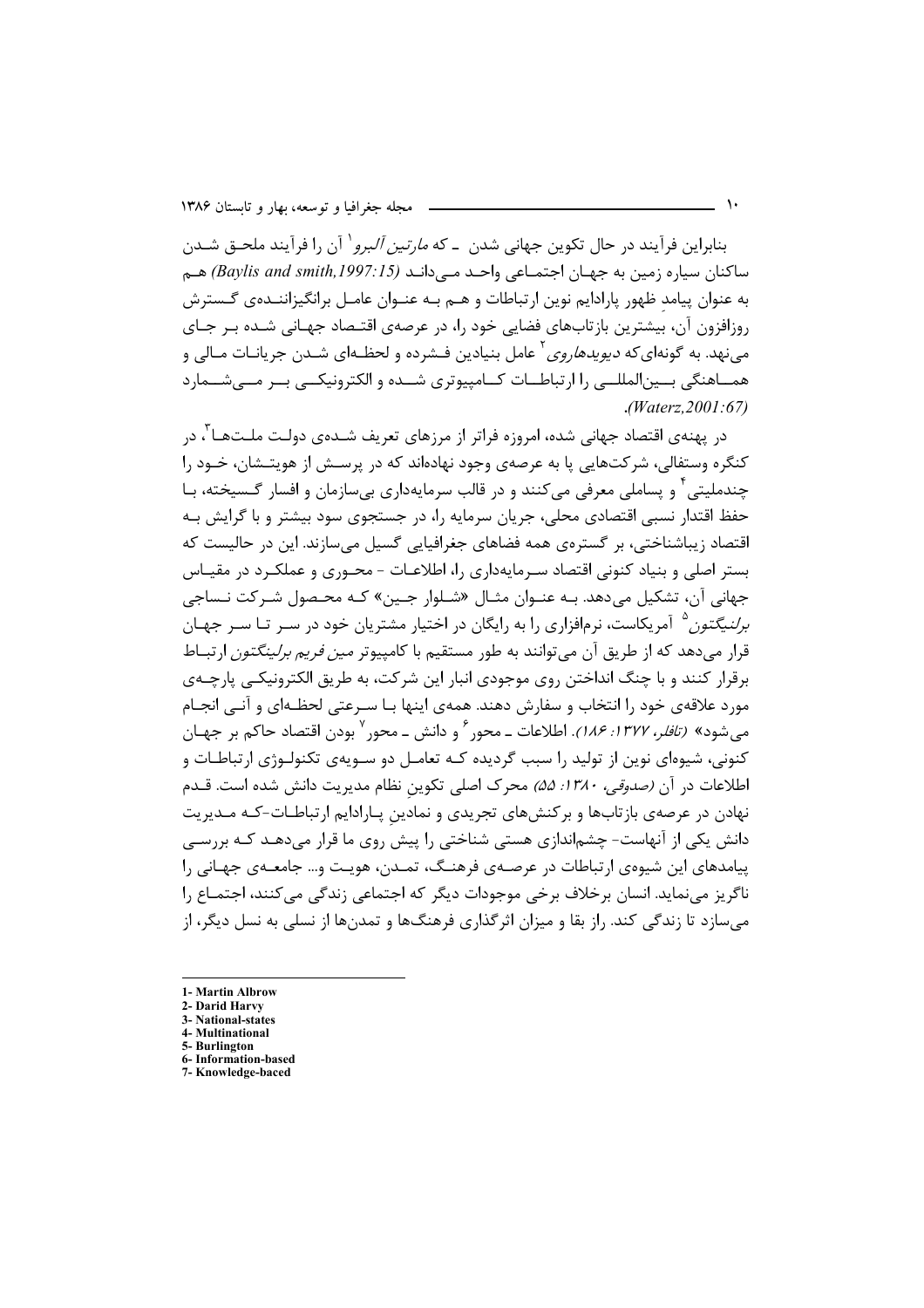بنابراین فرآیند در حال تکوین جهانی شدن ـ که *مارتین آلبرو*[1] آن را فرآیند ملحق شدن ساکنان سیاره زمین به جهان اجتماعی واحد می‌داند *(Baylis and smith,1997:15)* هم به عنوان پیامدِ ظهور پارادایم نوین ارتباطات و هم به عنوان عامل برانگیزاننده‌ی گسترش روزافزون آن، بیشترین بازتاب‌های فضایی خود را، در عرصه‌ی اقتصاد جهانی شده بر جای می‌نهد. به گونه‌ای‌که *دیویدهاروی*[2] عامل بنیادین فشرده و لحظه‌ای شدن جریانات مالی و هماهنگی بین‌المللی را ارتباطات کامپیوتری شده و الکترونیکی بر می‌شمارد *(Waterz,2001:67)*.

در پهنه‌ی اقتصاد جهانی شده، امروزه فراتر از مرزهای تعریف شده‌ی دولت ملت‌ها[3]، در کنگره وستفالی، شرکت‌هایی پا به عرصه‌ی وجود نهاده‌اند که در پرسش از هویتشان، خود را چندملیتی[4] و پساملی معرفی می‌کنند و در قالب سرمایه‌داری بی‌سازمان و افسار گسیخته، با حفظ اقتدار نسبی اقتصادی محلی، جریان سرمایه را، در جستجوی سود بیشتر و با گرایش به اقتصاد زیباشناختی، بر گستره‌ی همه فضاهای جغرافیایی گسیل می‌سازند. این در حالیست که بستر اصلی و بنیاد کنونی اقتصاد سرمایه‌داری را، اطلاعات - محوری و عملکرد در مقیاس جهانی آن، تشکیل می‌دهد. به عنوان مثال «شلوار جین» که محصول شرکت نساجی *برلنیگتون*[5] آمریکاست، نرم‌افزاری را به رایگان در اختیار مشتریان خود در سر تا سر جهان قرار می‌دهد که از طریق آن می‌توانند به طور مستقیم با کامپیوتر *مین فریم برلینگتون* ارتباط برقرار کنند و با چنگ انداختن روی موجودی انبار این شرکت، به طریق الکترونیکی پارچه‌ی مورد علاقه‌ی خود را انتخاب و سفارش دهند. همه‌ی اینها با سرعتی لحظه‌ای و آنی انجام می‌شود» *(تافلر، ۱۳۷۷: ۱۸۶)*. اطلاعات ـ محور[6] و دانش ـ محور[7] بودن اقتصاد حاکم بر جهان کنونی، شیوه‌ای نوین از تولید را سبب گردیده که تعامل دو سویه‌ی تکنولوژی ارتباطات و اطلاعات در آن *(صدوقی، ۱۳۸۰: ۵۵)* محرک اصلی تکوینِ نظام مدیریت دانش شده است. قدم نهادن در عرصه‌ی بازتاب‌ها و برکنش‌های تجریدی و نمادینِ پارادایم ارتباطات-که مدیریت دانش یکی از آنهاست- چشم‌اندازی هستی شناختی را پیش روی ما قرار می‌دهد که بررسی پیامدهای این شیوه‌ی ارتباطات در عرصه‌ی فرهنگ، تمدن، هویت و... جامعه‌ی جهانی را ناگریز می‌نماید. انسان برخلاف برخی موجودات دیگر که اجتماعی زندگی می‌کنند، اجتماع را می‌سازد تا زندگی کند. راز بقا و میزان اثرگذاری فرهنگ‌ها و تمدن‌ها از نسلی به نسل دیگر، از

---

1- Martin Albrow
2- Darid Harvy
3- National-states
4- Multinational
5- Burlington
6- Information-based
7- Knowledge-baced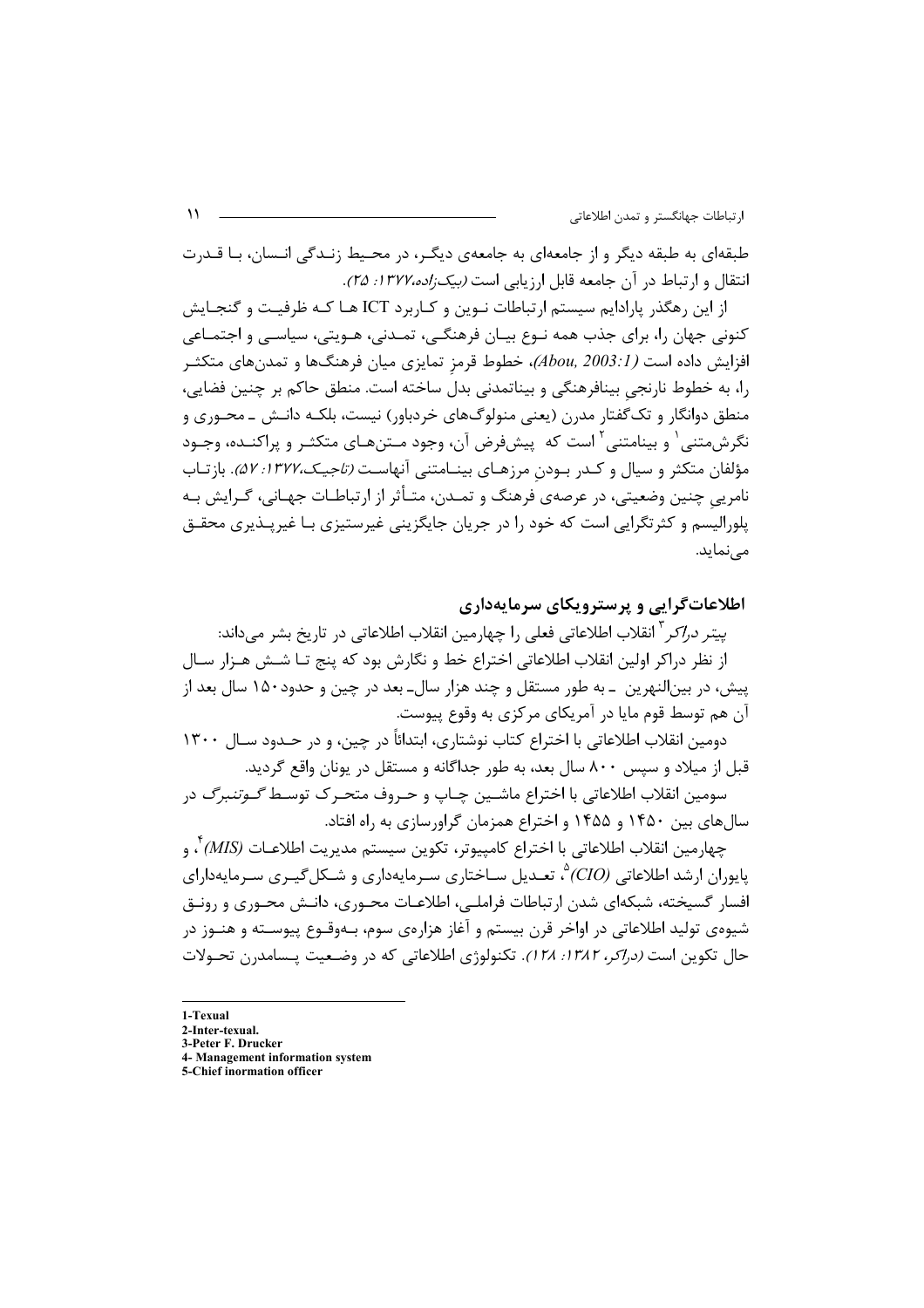طبقه‌ای به طبقه دیگر و از جامعه‌ای به جامعه‌ی دیگر، در محیط زندگی انسان، با قدرت انتقال و ارتباط در آن جامعه قابل ارزیابی است *(بیک‌زاده،۱۳۷۷: ۲۵)*.

از این رهگذر پارادایم سیستم ارتباطات نوین و کاربرد ICT ها که ظرفیت و گنجایش کنونی جهان را، برای جذب همه نوع بیان فرهنگی، تمدنی، هویتی، سیاسی و اجتماعی افزایش داده است *(Abou, 2003:1)*، خطوط قرمز تمایزی میان فرهنگ‌ها و تمدن‌های متکثر را، به خطوط نارنجیِ بینافرهنگی و بیناتمدنی بدل ساخته است. منطق حاکم بر چنین فضایی، منطق دوانگار و تک‌گفتار مدرن (یعنی منولوگ‌های خردباور) نیست، بلکه دانش ـ محوری و نگرش‌متنی[1] و بینامتنی[2] است که پیش‌فرض آن، وجود متن‌های متکثر و پراکنده، وجود مؤلفان متکثر و سیال و کدر بودنِ مرزهای بینامتنی آنهاست *(تاجیک،۱۳۷۷: ۵۷)*. بازتاب نامرییِ چنین وضعیتی، در عرصه‌ی فرهنگ و تمدن، متأثر از ارتباطات جهانی، گرایش به پلورالیسم و کثرتگرایی است که خود را در جریان جایگزینی غیرستیزی با غیرپذیری محقق می‌نماید.

## اطلاعات‌گرایی و پرسترویکای سرمایه‌داری

*پیتر دراکر*[3] انقلاب اطلاعاتی فعلی را چهارمین انقلاب اطلاعاتی در تاریخ بشر می‌داند:

از نظر دراکر اولین انقلاب اطلاعاتی اختراع خط و نگارش بود که پنج تا شش هزار سال پیش، در بین‌النهرین ـ به طور مستقل و چند هزار سال‌ـ بعد در چین و حدود ۱۵۰ سال بعد از آن هم توسط قوم مایا در آمریکای مرکزی به وقوع پیوست.

دومین انقلاب اطلاعاتی با اختراع کتاب نوشتاری، ابتدائاً در چین، و در حدود سال ۱۳۰۰ قبل از میلاد و سپس ۸۰۰ سال بعد، به طور جداگانه و مستقل در یونان واقع گردید.

سومین انقلاب اطلاعاتی با اختراع ماشین چاپ و حروف متحرک توسط *گوتنبرگ* در سال‌های بین ۱۴۵۰ و ۱۴۵۵ و اختراع همزمان گراورسازی به راه افتاد.

چهارمین انقلاب اطلاعاتی با اختراع کامپیوتر، تکوین سیستم مدیریت اطلاعات *(MIS)*[4]، و پایوران ارشد اطلاعاتی *(CIO)*[5]، تعدیل ساختاری سرمایه‌داری و شکل‌گیری سرمایه‌دارای افسار گسیخته، شبکه‌ای شدن ارتباطات فراملی، اطلاعات محوری، دانش محوری و رونق شیوه‌ی تولید اطلاعاتی در اواخر قرن بیستم و آغاز هزاره‌ی سوم، به‌وقوع پیوسته و هنوز در حال تکوین است *(دراکر، ۱۳۸۲: ۱۲۸)*. تکنولوژی اطلاعاتی که در وضعیت پسامدرن تحولات

---

1-Texual

2-Inter-texual.

3-Peter F. Drucker

4- Management information system

5-Chief inormation officer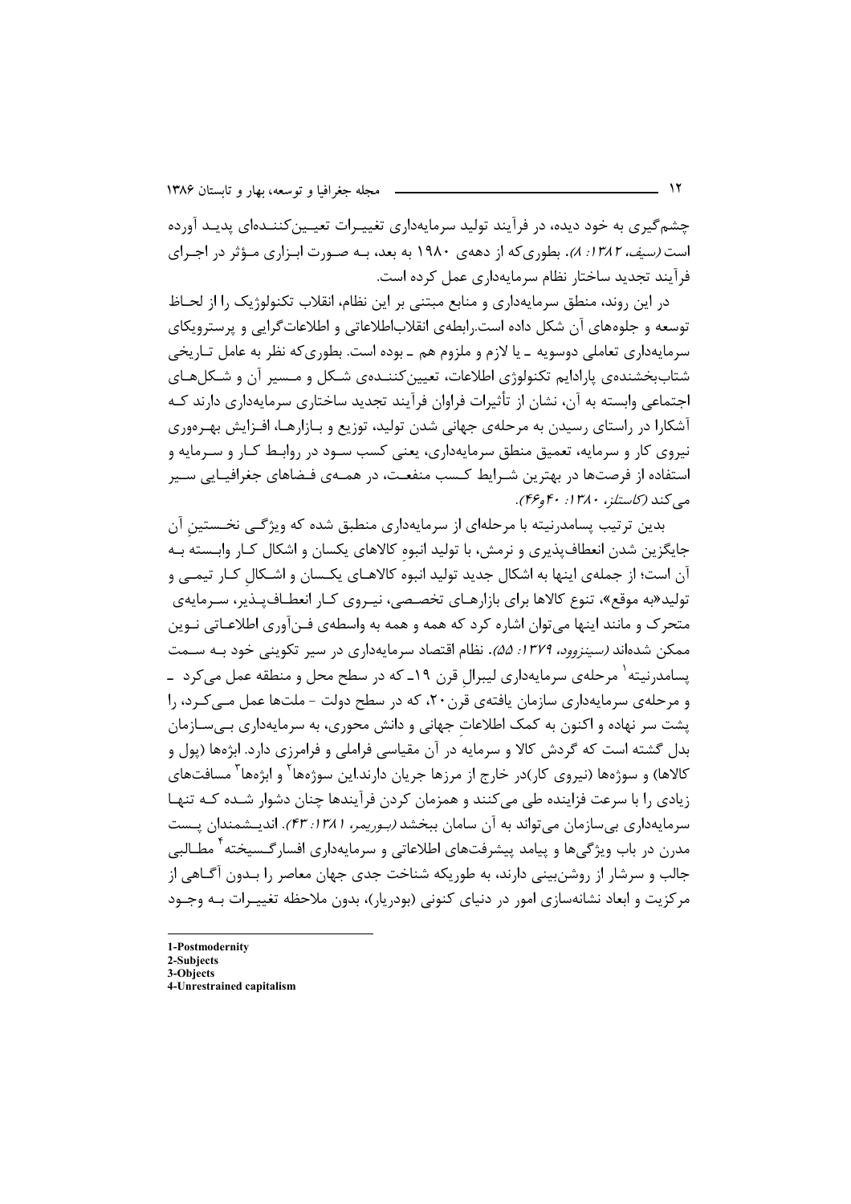چشم‌گیری به خود دیده، در فرآیند تولید سرمایه‌داری تغییرات تعیین‌کننده‌ای پدید آورده است *(سیف، ۱۳۸۲: ۸)*. بطوری‌که از دهه‌ی ۱۹۸۰ به بعد، به صورت ابزاری مؤثر در اجرای فرآیند تجدید ساختار نظام سرمایه‌داری عمل کرده است.

در این روند، منطق سرمایه‌داری و منابع مبتنی بر این نظام، انقلاب تکنولوژیک را از لحاظ توسعه و جلوه‌های آن شکل داده است.رابطه‌ی انقلاب‌اطلاعاتی و اطلاعات‌گرایی و پرسترویکای سرمایه‌داری تعاملی دوسویه ـ یا لازم و ملزوم هم ـ بوده است. بطوری‌که نظر به عامل تاریخی شتاب‌بخشنده‌ی پارادایم تکنولوژی اطلاعات، تعیین‌کننده‌ی شکل و مسیر آن و شکل‌های اجتماعی وابسته به آن، نشان از تأثیرات فراوان فرآیند تجدید ساختاری سرمایه‌داری دارند که آشکارا در راستای رسیدن به مرحله‌ی جهانی شدن تولید، توزیع و بازارها، افزایش بهره‌وری نیروی کار و سرمایه، تعمیق منطق سرمایه‌داری، یعنی کسب سود در روابط کار و سرمایه و استفاده از فرصت‌ها در بهترین شرایط کسب منفعت، در همه‌ی فضاهای جغرافیایی سیر می‌کند *(کاستلز، ۱۳۸۰: ۴۰و۴۶)*.

بدین ترتیب پسامدرنیته با مرحله‌ای از سرمایه‌داری منطبق شده که ویژگی نخستین آن جایگزین شدن انعطاف‌پذیری و نرمش، با تولید انبوه کالاهای یکسان و اشکال کار وابسته به آن است؛ از جمله‌ی اینها به اشکال جدید تولید انبوه کالاهای یکسان و اشکال کار تیمی و تولید«به موقع»، تنوع کالاها برای بازارهای تخصصی، نیروی کار انعطاف‌پذیر، سرمایه‌ی متحرک و مانند اینها می‌توان اشاره کرد که همه و همه به واسطه‌ی فن‌آوری اطلاعاتی نوین ممکن شده‌اند *(سینزوود، ۱۳۷۹: ۵۵)*. نظام اقتصاد سرمایه‌داری در سیر تکوینی خود به سمت پسامدرنیته[1] مرحله‌ی سرمایه‌داری لیبرال قرن ۱۹ـ که در سطح محل و منطقه عمل می‌کرد ـ و مرحله‌ی سرمایه‌داری سازمان یافته‌ی قرن۲۰، که در سطح دولت - ملت‌ها عمل می‌کرد، را پشت سر نهاده و اکنون به کمک اطلاعات جهانی و دانش محوری، به سرمایه‌داری بی‌سازمان بدل گشته است که گردش کالا و سرمایه در آن مقیاسی فراملی و فرامرزی دارد. ابژه‌ها (پول و کالاها) و سوژه‌ها (نیروی کار)در خارج از مرزها جریان دارند.این سوژه‌ها[2] و ابژه‌ها[3] مسافت‌های زیادی را با سرعت فزاینده طی می‌کنند و همزمان کردن فرآیندها چنان دشوار شده که تنها سرمایه‌داری بی‌سازمان می‌تواند به آن سامان ببخشد *(بوریمر، ۱۳۸۱: ۴۳)*. اندیشمندان پست مدرن در باب ویژگی‌ها و پیامد پیشرفت‌های اطلاعاتی و سرمایه‌داری افسارگسیخته[4] مطالبی جالب و سرشار از روشن‌بینی دارند، به طوریکه شناخت جدی جهان معاصر را بدون آگاهی از مرکزیت و ابعاد نشانه‌سازی امور در دنیای کنونی (بودریار)، بدون ملاحظه تغییرات به وجود

---

1-Postmodernity
2-Subjects
3-Objects
4-Unrestrained capitalism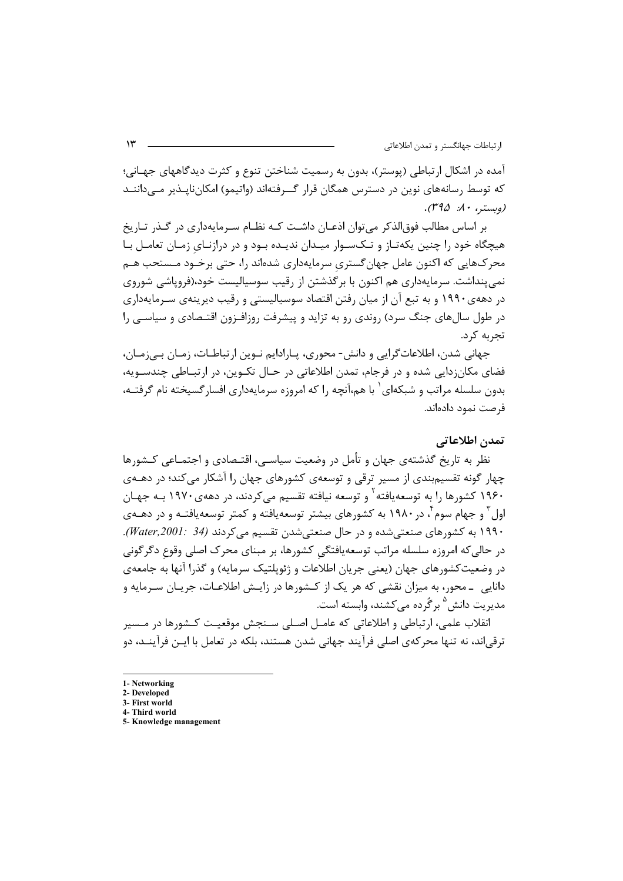آمده در اشکال ارتباطی (پوستر)، بدون به رسمیت شناختن تنوع و کثرت دیدگاههای جهانی؛ که توسط رسانه‌های نوین در دسترس همگان قرار گــرفته‌اند (واتیمو) امکان‌ناپـذیر مـی‌داننـد (وبستر، ۸۰: ۳۹۵).

بر اساس مطالب فوق‌الذکر می‌توان اذعـان داشـت کـه نظـام سـرمایه‌داری در گـذر تـاریخ هیچگاه خود را چنین یکه‌تـاز و تـک‌سـوار میـدان ندیـده بـود و در درازنـایِ زمـان تعامـل بـا محرک‌هایی که اکنون عامل جهان‌گستریِ سرمایه‌داری شده‌اند را، حتی برخـود مـستحب هـم نمی‌پنداشت. سرمایه‌داری هم اکنون با برگذشتن از رقیب سوسیالیست خود،(فروپاشی شوروی در دهه‌ی ۱۹۹۰ و به تبع آن از میان رفتن اقتصاد سوسیالیستی و رقیب دیرینه‌ی سـرمایه‌داری در طول سال‌های جنگ سرد) روندی رو به تزاید و پیشرفت روزافـزون اقتـصادی و سیاسـی را تجربه کرد.

جهانی شدن، اطلاعات‌گرایی و دانش- محوری، پـارادایم نـوین ارتباطـات، زمـان بـی‌زمـان، فضای مکان‌زدایی شده و در فرجام، تمدن اطلاعاتی در حـال تکـوین، در ارتبـاطی چندسـویه، بدون سلسله مراتب و شبکه‌ای[1] با هم،آنچه را که امروزه سرمایه‌داری افسارگسیخته نام گرفتـه، فرصت نمود داده‌اند.

## تمدن اطلاعاتی

نظر به تاریخ گذشته‌ی جهان و تأمل در وضعیت سیاسـی، اقتـصادی و اجتمـاعی کـشورها چهار گونه تقسیم‌بندی از مسیر ترقی و توسعه‌ی کشورهای جهان را آشکار می‌کند؛ در دهـه‌ی ۱۹۶۰ کشورها را به توسعه‌یافته[2] و توسعه نیافته تقسیم می‌کردند، در دهه‌ی ۱۹۷۰ بـه جهـان اول[3] و جهام سوم[4]، در ۱۹۸۰ به کشورهای بیشتر توسعه‌یافته و کمتر توسعه‌یافتـه و در دهـه‌ی ۱۹۹۰ به کشورهای صنعتی‌شده و در حال صنعتی‌شدن تقسیم می‌کردند *(Water,2001: 34)*. در حالی‌که امروزه سلسله مراتب توسعه‌یافتگیِ کشورها، بر مبنای محرک اصلی وقوعِ دگرگونی در وضعیت‌کشورهای جهان (یعنی جریان اطلاعات و ژئوپلتیک سرمایه) و گذرا آنها به جامعه‌ی دانایی ـ محور، به میزان نقشی که هر یک از کـشورها در زایـش اطلاعـات، جریـان سـرمایه و مدیریت دانش[5] برگُرده می‌کشند، وابسته است.

انقلاب علمی، ارتباطی و اطلاعاتی که عامـل اصـلی سـنجش موقعیـت کـشورها در مـسیر ترقی‌اند، نه تنها محرکه‌ی اصلی فرآیند جهانی شدن هستند، بلکه در تعامل با ایـن فرآینـد، دو

---

1- Networking
2- Developed
3- First world
4- Third world
5- Knowledge management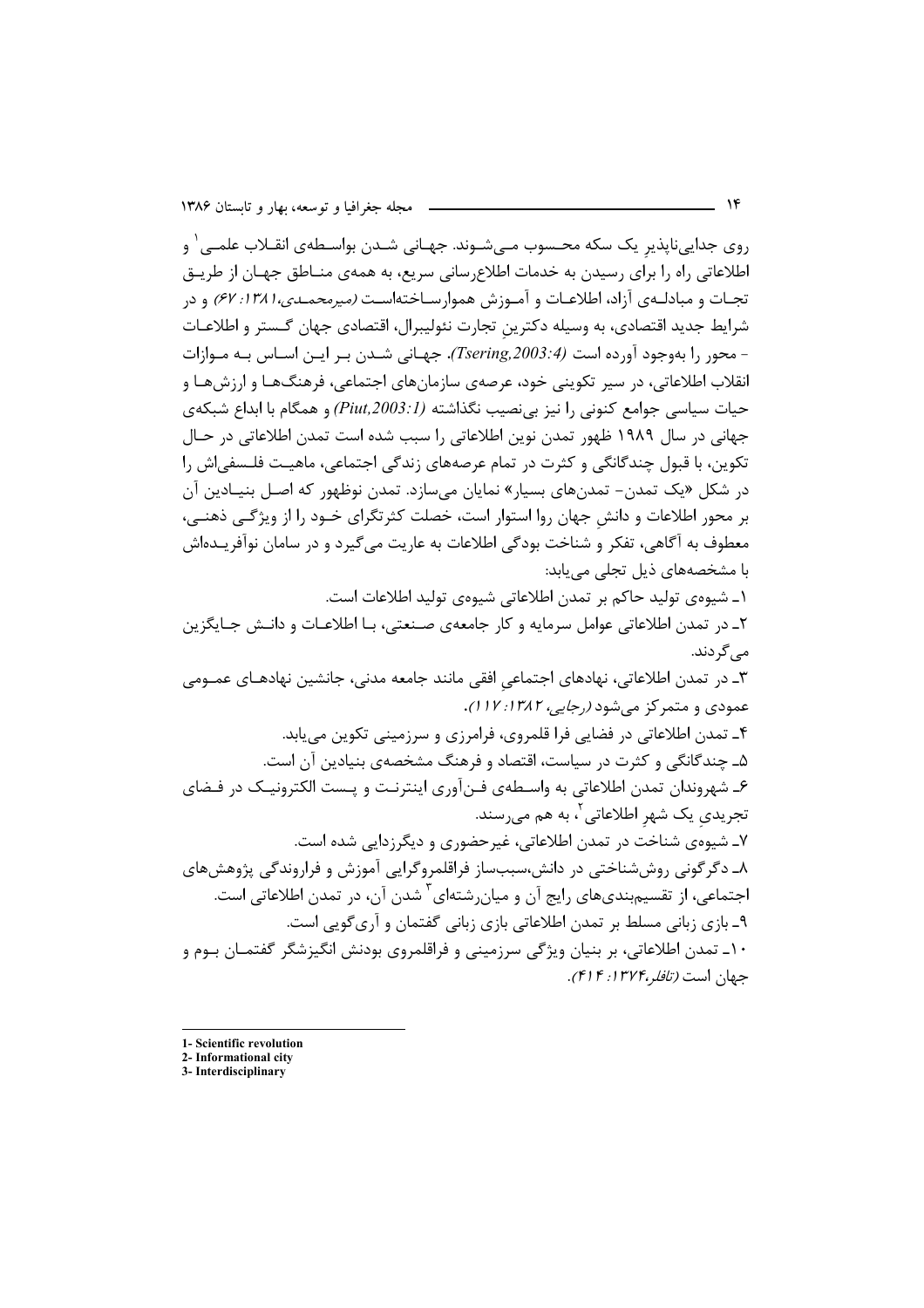روی جدایی‌ناپذیرِ یک سکه محسوب می‌شوند. جهانی شدن بواسطه‌ی انقلاب علمی[1] و اطلاعاتی راه را برای رسیدن به خدمات اطلاع‌رسانی سریع، به همه‌ی مناطق جهان از طریق تجارت و مبادله‌ی آزاد، اطلاعات و آموزش هموارساخته‌است *(میرمحمدی،۱۳۸۱: ۶۷)* و در شرایط جدید اقتصادی، به وسیله دکترینِ تجارت نئولیبرال، اقتصادی جهان گستر و اطلاعات - محور را به‌وجود آورده است *(Tsering,2003:4)*. جهانی شدن بر این اساس به موازات انقلاب اطلاعاتی، در سیر تکوینی خود، عرصه‌ی سازمان‌های اجتماعی، فرهنگ‌ها و ارزش‌ها و حیات سیاسی جوامع کنونی را نیز بی‌نصیب نگذاشته *(Piut,2003:1)* و همگام با ابداع شبکه‌ی جهانی در سال ۱۹۸۹ ظهور تمدن نوین اطلاعاتی را سبب شده است تمدن اطلاعاتی در حال تکوین، با قبول چندگانگی و کثرت در تمام عرصه‌های زندگی اجتماعی، ماهیت فلسفی‌اش را در شکل «یک تمدن- تمدن‌های بسیار» نمایان می‌سازد. تمدن نوظهور که اصل بنیادین آن بر محور اطلاعات و دانشِ جهان روا استوار است، خصلت کثرتگرای خود را از ویژگی ذهنی، معطوف به آگاهی، تفکر و شناخت بودگی اطلاعات به عاریت می‌گیرد و در سامان نوآفریده‌اش با مشخصه‌های ذیل تجلی می‌یابد:

۱ـ شیوه‌ی تولید حاکم بر تمدن اطلاعاتی شیوه‌ی تولید اطلاعات است.

۲ـ در تمدن اطلاعاتی عوامل سرمایه و کار جامعه‌ی صنعتی، با اطلاعات و دانش جایگزین می‌گردند.

۳ـ در تمدن اطلاعاتی، نهادهای اجتماعیِ افقی مانند جامعه مدنی، جانشین نهادهای عمومی عمودی و متمرکز می‌شود *(رجایی، ۱۳۸۲: ۱۱۷)*.

۴ـ تمدن اطلاعاتی در فضایی فرا قلمروی، فرامرزی و سرزمینی تکوین می‌یابد.

۵ـ چندگانگی و کثرت در سیاست، اقتصاد و فرهنگ مشخصه‌ی بنیادین آن است.

۶ـ شهروندان تمدن اطلاعاتی به واسطه‌ی فن‌آوری اینترنت و پست الکترونیک در فضای تجریدیِ یک شهرِ اطلاعاتی[2]، به هم می‌رسند.

۷ـ شیوه‌ی شناخت در تمدن اطلاعاتی، غیرحضوری و دیگرزدایی شده است.

۸ـ دگرگونی روش‌شناختی در دانش،سبب‌ساز فراقلمروگرایی آموزش و فراروندگی پژوهش‌های اجتماعی، از تقسیم‌بندی‌های رایج آن و میان‌رشته‌ای[3] شدن آن، در تمدن اطلاعاتی است.

۹ـ بازی زبانی مسلط بر تمدن اطلاعاتی بازی زبانی گفتمان و آری‌گویی است.

۱۰ـ تمدن اطلاعاتی، بر بنیان ویژگی سرزمینی و فراقلمروی بودنش انگیزشگر گفتمان بوم و جهان است *(تافلر،۱۳۷۴: ۴۱۴)*.

---

1- Scientific revolution
2- Informational city
3- Interdisciplinary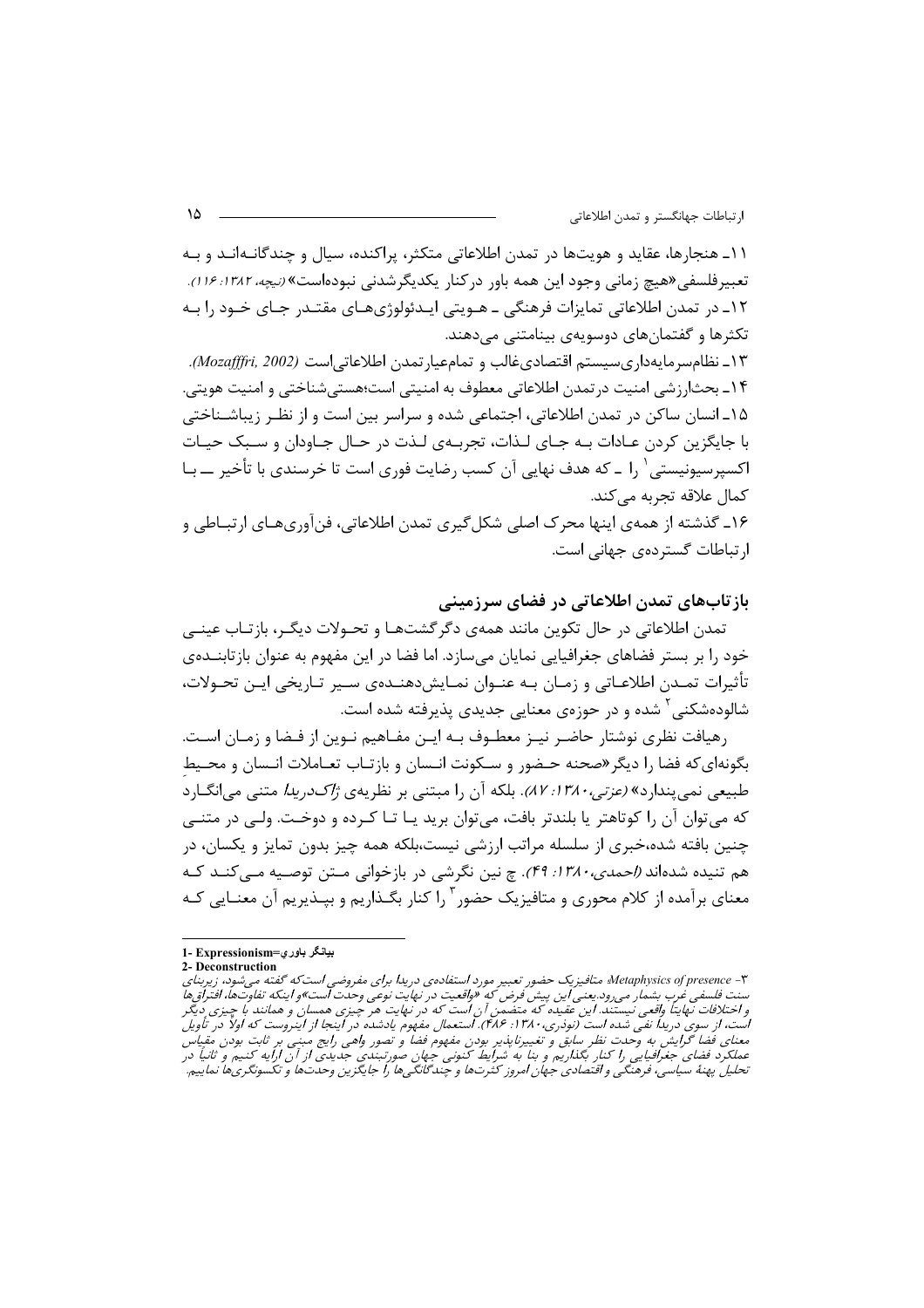۱۱ـ هنجارها، عقاید و هویت‌ها در تمدن اطلاعاتی متکثر، پراکنده، سیال و چندگانه‌اند و به تعبیرفلسفی«هیچ زمانی وجود این همه باور درکنار یکدیگرشدنی نبوده‌است» *(نیچه، ۱۳۸۲: ۱۱۶).*

۱۲ـ در تمدن اطلاعاتی تمایزات فرهنگی ـ هویتی ایدئولوژی‌های مقتدر جای خود را به تکثرها و گفتمان‌های دوسویه‌ی بینامتنی می‌دهند.

۱۳ـ نظام‌سرمایه‌داری‌سیستم اقتصادی‌غالب و تمام‌عیارتمدن اطلاعاتی‌است *(Mozafffri, 2002).*

۱۴ـ بحث‌ارزشی امنیت درتمدن اطلاعاتی معطوف به امنیتی است؛هستی‌شناختی و امنیت هویتی.

۱۵ـ انسان ساکن در تمدن اطلاعاتی، اجتماعی شده و سراسر بین است و از نظر زیباشناختی با جایگزین کردن عادات به جای لذات، تجربه‌ی لذت در حال جاودان و سبک حیات اکسپرسیونیستی[1] را ـ که هدف نهایی آن کسب رضایت فوری است تا خرسندی با تأخیر ـــ با کمال علاقه تجربه می‌کند.

۱۶ـ گذشته از همه‌ی اینها محرک اصلی شکل‌گیری تمدن اطلاعاتی، فن‌آوری‌های ارتباطی و ارتباطات گسترده‌ی جهانی است.

## بازتاب‌های تمدن اطلاعاتی در فضای سرزمینی

تمدن اطلاعاتی در حال تکوین مانند همه‌ی دگرگشت‌ها و تحولات دیگر، بازتاب عینی خود را بر بستر فضاهای جغرافیایی نمایان می‌سازد. اما فضا در این مفهوم به عنوان بازتابنده‌ی تأثیرات تمدن اطلاعاتی و زمان به عنوان نمایش‌دهنده‌ی سیر تاریخی این تحولات، شالوده‌شکنی[2] شده و در حوزه‌ی معنایی جدیدی پذیرفته شده است.

رهیافت نظری نوشتار حاضر نیز معطوف به این مفاهیم نوین از فضا و زمان است. بگونه‌ای‌که فضا را دیگر«صحنه حضور و سکونت انسان و بازتاب تعاملات انسان و محیط طبیعی نمی‌پندارد» *(عزتی،۱۳۸۰: ۸۷)*. بلکه آن را مبتنی بر نظریه‌ی *ژاک‌دریدا* متنی می‌انگارد که می‌توان آن را کوتاهتر یا بلندتر بافت، می‌توان برید یا تا کرده و دوخت. ولی در متنی چنین بافته شده،خبری از سلسله مراتب ارزشی نیست،بلکه همه چیز بدون تمایز و یکسان، در هم تنیده شده‌اند *(احمدی،۱۳۸۰: ۴۹)*. چ نین نگرشی در بازخوانی متن توصیه می‌کند که معنای برآمده از کلام محوری و متافیزیک حضور[3] را کنار بگذاریم و بپذیریم آن معنایی که

---

1- Expressionism=بیانگر باوری

2- Deconstruction

۳- *Metaphysics of presence*؛ متافیزیک حضور تعبیر مورد استفاده‌ی دریدا برای مفروضی است‌که گفته می‌شود، زیربنای سنت فلسفی غرب بشمار می‌رود.یعنی این پیش فرض که «واقعیت در نهایت نوعی وحدت است»و اینکه تفاوت‌ها، افتراق‌ها و اختلافات نهایتاً واقعی نیستند. این عقیده که متضمن آن است که در نهایت هر چیزی همسان و همانند با چیزی دیگر است، از سوی دریدا نفی شده است (نوذری،۱۳۸۰: ۴۸۶). استعمال مفهوم یادشده در اینجا از اینروست که اولاً در تأویل معنای فضا گرایش به وحدت نظر سابق و تغییرناپذیر بودن مفهوم فضا و تصور واهی رایج مبنی بر ثابت بودن مقیاس عملکرد فضای جغرافیایی را کنار بگذاریم و بنا به شرایط کنونی جهان صورتبندی جدیدی از آن ارایه کنیم و ثانیاً در تحلیل پهنهٔ سیاسی، فرهنگی و اقتصادی جهان امروز کثرت‌ها و چندگانگی‌ها را جایگزین وحدت‌ها و تکسونگری‌ها نماییم.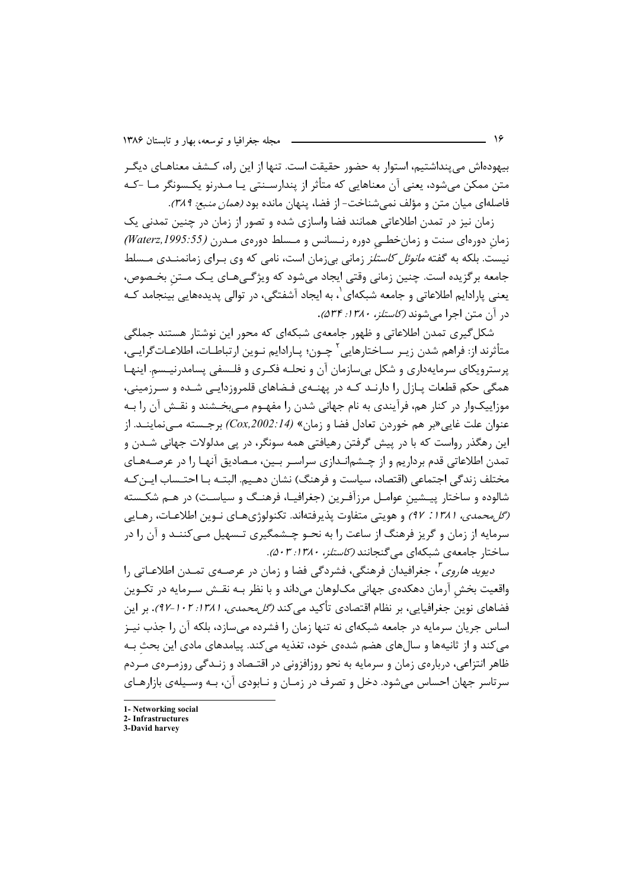بیهوده‌اش می‌پنداشتیم، استوار به حضور حقیقت است. تنها از این راه، کشف معناهای دیگر متن ممکن می‌شود، یعنی آن معناهایی که متأثر از پندارسنتی یا مدرنو یکسونگر ما -که فاصله‌ای میان متن و مؤلف نمی‌شناخت- از فضا، پنهان مانده بود *(همان منبع: ۳۸۹)*.

زمان نیز در تمدن اطلاعاتی همانند فضا واسازی شده و تصور از زمان در چنین تمدنی یک زمانِ دوره‌ای سنت و زمان‌خطیِ دوره رنسانس و مسلط دوره‌ی مدرن *(Waterz,1995:55)* نیست. بلکه به گفته *مانوئل کاستلز* زمانی بی‌زمان است، نامی که وی برای زمانمندی مسلط جامعه برگزیده است. چنین زمانی وقتی ایجاد می‌شود که ویژگی‌های یک متنِ بخصوص، یعنی پارادایم اطلاعاتی و جامعه شبکه‌ای[1]، به ایجاد آشفتگی، در توالی پدیده‌هایی بینجامد که در آن متن اجرا می‌شوند *(کاستلز، ۱۳۸۰: ۵۳۴)*.

شکل‌گیری تمدن اطلاعاتی و ظهور جامعه‌ی شبکه‌ای که محور این نوشتار هستند جملگی متأثرند از: فراهم شدن زیر ساختارهایی[2] چون؛ پارادایم نوین ارتباطات، اطلاعات‌گرایی، پرسترویکای سرمایه‌داری و شکل بی‌سازمان آن و نحله فکری و فلسفی پسامدرنیسم. اینها همگی حکم قطعات پازل را دارند که در پهنه‌ی فضاهای قلمروزدایی شده و سرزمینی، موزاییک‌وار در کنار هم، فرآیندی به نام جهانی شدن را مفهوم می‌بخشند و نقش آن را به عنوان علت غایی«بر هم خوردن تعادل فضا و زمان» *(Cox,2002:14)* برجسته می‌نمایند. از این رهگذر رواست که با در پیش گرفتن رهیافتی همه سونگر، در پی مدلولات جهانی شدن و تمدن اطلاعاتی قدم برداریم و از چشم‌اندازی سراسر بین، مصادیق آنها را در عرصه‌های مختلف زندگی اجتماعی (اقتصاد، سیاست و فرهنگ) نشان دهیم. البته با احتساب این‌که شالوده و ساختار پیشینِ عوامل مرزآفرین (جغرافیا، فرهنگ و سیاست) در هم شکسته *(گل‌محمدی، ۱۳۸۱: ۹۷)* و هویتی متفاوت پذیرفته‌اند. تکنولوژی‌های نوین اطلاعات، رهایی سرمایه از زمان و گریز فرهنگ از ساعت را به نحو چشمگیری تسهیل می‌کنند و آن را در ساختار جامعه‌ی شبکه‌ای می‌گنجانند *(کاستلز، ۱۳۸۰: ۵۰۳)*.

*دیوید هاروی*[3]، جغرافیدان فرهنگی، فشردگی فضا و زمان در عرصه‌ی تمدن اطلاعاتی را واقعیت بخشِ آرمان دهکده‌ی جهانی مک‌لوهان می‌داند و با نظر به نقش سرمایه در تکوین فضاهای نوین جغرافیایی، بر نظام اقتصادی تأکید می‌کند *(گل‌محمدی، ۱۳۸۱: ۱۰۲-۹۷)*. بر این اساس جریان سرمایه در جامعه شبکه‌ای نه تنها زمان را فشرده می‌سازد، بلکه آن را جذب نیز می‌کند و از ثانیه‌ها و سال‌های هضم شده‌ی خود، تغذیه می‌کند. پیامدهای مادی این بحثِ به ظاهر انتزاعی، درباره‌ی زمان و سرمایه به نحو روزافزونی در اقتصاد و زندگی روزمره‌ی مردم سرتاسر جهان احساس می‌شود. دخل و تصرف در زمان و نابودی آن، به وسیله‌ی بازارهای

---

1- Networking social
2- Infrastructures
3-David harvey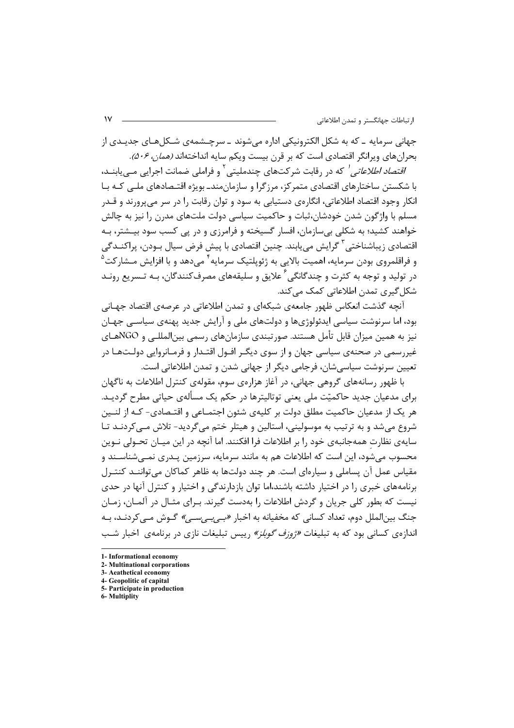جهانی سرمایه ـ که به شکل الکترونیکی اداره می‌شوند ـ سرچشمه‌ی شکل‌های جدیدی از بحران‌های ویرانگر اقتصادی است که بر قرن بیست ویکم سایه انداخته‌اند *(همان، ۵۰۶)*.

*اقتصاد اطلاعاتی*[1] که در رقابت شرکت‌های چندملیتی[2] و فراملی ضمانت اجرایی می‌یابند، با شکستن ساختارهای اقتصادی متمرکز، مرزگرا و سازمان‌مندـ بویژه اقتصادهای ملی که با انکار وجود اقتصاد اطلاعاتی، انگاره‌ی دستیابی به سود و توان رقابت را در سر می‌پرورند و قدر مسلم با واژگون شدن خودشان،ثبات و حاکمیت سیاسی دولت ملت‌های مدرن را نیز به چالش خواهند کشید؛ به شکلی بی‌سازمان، افسار گسیخته و فرامرزی و در پی کسب سود بیشتر، به اقتصادی زیباشناختی[3] گرایش می‌یابند. چنین اقتصادی با پیش فرض سیال بودن، پراکندگی و فراقلمروی بودن سرمایه، اهمیت بالایی به ژئوپلتیک سرمایه[4] می‌دهد و با افزایش مشارکت[5] در تولید و توجه به کثرت و چندگانگی[6] علایق و سلیقه‌های مصرف‌کنندگان، به تسریع روند شکل‌گیری تمدن اطلاعاتی کمک می‌کند.

آنچه گذشت انعکاس ظهور جامعه‌ی شبکه‌ای و تمدن اطلاعاتی در عرصه‌ی اقتصاد جهانی بود، اما سرنوشت سیاسی ایدئولوژی‌ها و دولت‌های ملی و آرایش جدید پهنه‌ی سیاسی جهان نیز به همین میزان قابل تأمل هستند. صورتبندی سازمان‌های رسمی بین‌المللی و NGOهای غیررسمی در صحنه‌ی سیاسی جهان و از سوی دیگر افول اقتدار و فرمانروایی دولت‌ها در تعیین سرنوشت سیاسی‌شان، فرجامی دیگر از جهانی شدن و تمدن اطلاعاتی است.

با ظهور رسانه‌های گروهی جهانی، در آغاز هزاره‌ی سوم، مقوله‌ی کنترل اطلاعات به ناگهان برای مدعیان جدید حاکمیّت ملی یعنی توتالیترها در حکم یک مسأله‌ی حیاتی مطرح گردید. هر یک از مدعیان حاکمیت مطلق دولت بر کلیه‌ی شئون اجتماعی و اقتصادی- که از لنین شروع می‌شد و به ترتیب به موسولینی، استالین و هیتلر ختم می‌گردید- تلاش می‌کردند تا سایه‌ی نظارتِ همه‌جانبه‌ی خود را بر اطلاعات فرا افکنند. اما آنچه در این میان تحولی نوین محسوب می‌شود، این است که اطلاعات هم به مانند سرمایه، سرزمین پدری نمی‌شناسند و مقیاس عمل آن پساملی و سیاره‌ای است. هر چند دولت‌ها به ظاهر کماکان می‌توانند کنترل برنامه‌های خبری را در اختیار داشته باشند،اما توان بازدارندگی و اختیار و کنترل آنها در حدی نیست که بطور کلی جریان و گردش اطلاعات را به‌دست گیرند. برای مثال در آلمان، زمان جنگ بین‌الملل دوم، تعداد کسانی که مخفیانه به اخبار *«بی‌بی‌سی»* گوش می‌کردند، به اندازه‌ی کسانی بود که به تبلیغات *«ژوزف گوبلز»* رییس تبلیغات نازی در برنامه‌ی اخبار شب

---

1- Informational economy
2- Multinational corporations
3- Aeathetical economy
4- Geopolitic of capital
5- Participate in production
6- Multiplity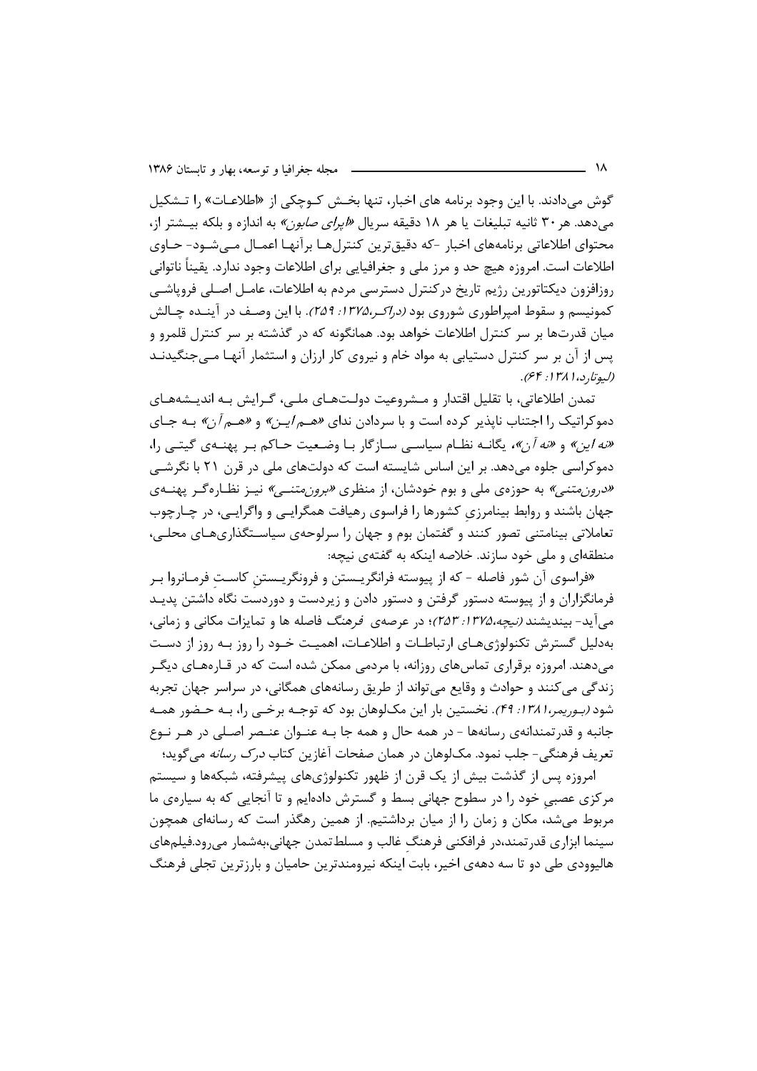گوش می‌دادند. با این وجود برنامه های اخبار، تنها بخش کوچکی از «اطلاعات» را تشکیل می‌دهد. هر ۳۰ ثانیه تبلیغات یا هر ۱۸ دقیقه سریال *«اپرای صابون»* به اندازه و بلکه بیشتر از، محتوای اطلاعاتی برنامه‌های اخبار -که دقیق‌ترین کنترل‌ها برآنها اعمال می‌شود- حاوی اطلاعات است. امروزه هیچ حد و مرز ملی و جغرافیایی برای اطلاعات وجود ندارد. یقیناً ناتوانی روزافزون دیکتاتورین رژیم تاریخ درکنترل دسترسی مردم به اطلاعات، عامل اصلی فروپاشی کمونیسم و سقوط امپراطوری شوروی بود *(دراکر،۱۳۷۵: ۲۵۹)*. با این وصف در آینده چالش میان قدرت‌ها بر سر کنترل اطلاعات خواهد بود. همانگونه که در گذشته بر سر کنترل قلمرو و پس از آن بر سر کنترل دستیابی به مواد خام و نیروی کار ارزان و استثمار آنها می‌جنگیدند *(لیوتارد،۱۳۸۱: ۶۴)*.

تمدن اطلاعاتی، با تقلیل اقتدار و مشروعیت دولت‌های ملی، گرایش به اندیشه‌های دموکراتیک را اجتناب ناپذیر کرده است و با سردادن ندای *«هم‌این»* و *«هم‌آن»* به جای *«نه این»* و *«نه آن»*، یگانه نظام سیاسی سازگار با وضعیت حاکم بر پهنه‌ی گیتی را، دموکراسی جلوه می‌دهد. بر این اساس شایسته است که دولت‌های ملی در قرن ۲۱ با نگرشی *«درون‌متنی»* به حوزه‌ی ملی و بوم خودشان، از منظری *«برون‌متنی»* نیز نظاره‌گر پهنه‌ی جهان باشند و روابط بینامرزیِ کشورها را فراسوی رهیافت همگرایی و واگرایی، در چارچوب تعاملاتی بینامتنی تصور کنند و گفتمان بوم و جهان را سرلوحه‌ی سیاستگذاری‌های محلی، منطقه‌ای و ملی خود سازند. خلاصه اینکه به گفته‌ی نیچه:

«فراسوی آن شور فاصله - که از پیوسته فرانگریستن و فرونگریستنِ کاستِ فرمانروا بر فرمانگزاران و از پیوسته دستور گرفتن و دستور دادن و زیردست و دوردست نگاه داشتن پدید می‌آید- بیندیشند *(نیچه،۱۳۷۵: ۲۵۳)*؛ در عرصه‌ی *فرهنگ* فاصله ها و تمایزات مکانی و زمانی، به‌دلیل گسترش تکنولوژی‌های ارتباطات و اطلاعات، اهمیت خود را روز به روز از دست می‌دهند. امروزه برقراری تماس‌های روزانه، با مردمی ممکن شده است که در قاره‌های دیگر زندگی می‌کنند و حوادث و وقایع می‌تواند از طریق رسانه‌های همگانی، در سراسر جهان تجربه شود *(بوریمر،۱۳۸۱: ۴۹)*. نخستین بار این مک‌لوهان بود که توجه برخی را، به حضور همه جانبه و قدرتمندانه‌ی رسانه‌ها - در همه حال و همه جا به عنوان عنصر اصلی در هر نوع تعریف فرهنگی- جلب نمود. مک‌لوهان در همان صفحات آغازین کتاب *درک رسانه* می‌گوید؛

امروزه پس از گذشت بیش از یک قرن از ظهور تکنولوژی‌های پیشرفته، شبکه‌ها و سیستم مرکزی عصبیِ خود را در سطوح جهانی بسط و گسترش داده‌ایم و تا آنجایی که به سیاره‌ی ما مربوط می‌شد، مکان و زمان را از میان برداشتیم. از همین رهگذر است که رسانه‌ای همچون سینما ابزاری قدرتمند،در فرافکنی فرهنگِ غالب و مسلط‌تمدن جهانی،به‌شمار می‌رود.فیلم‌های هالیوودی طی دو تا سه دهه‌ی اخیر، بابت اینکه نیرومندترین حامیان و بارزترین تجلی فرهنگ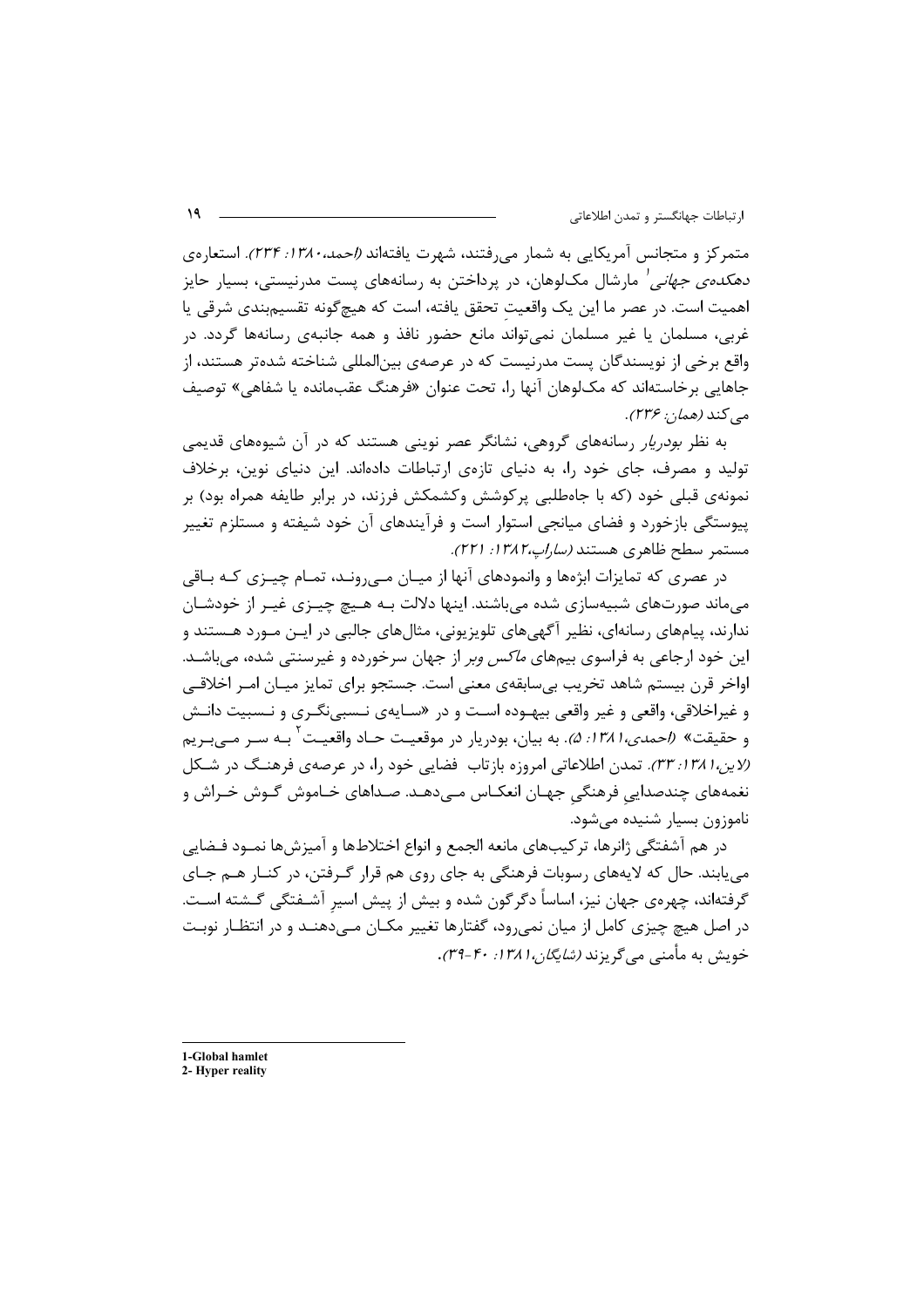متمرکز و متجانس آمریکایی به شمار می‌رفتند، شهرت یافته‌اند *(احمد،۱۳۸۰: ۲۳۴)*. استعاره‌ی *دهکده‌ی جهانی*[1] مارشال مک‌لوهان، در پرداختن به رسانه‌های پست مدرنیستی، بسیار حایز اهمیت است. در عصر ما این یک واقعیتِ تحقق یافته، است که هیچ‌گونه تقسیم‌بندی شرقی یا غربی، مسلمان یا غیر مسلمان نمی‌تواند مانع حضور نافذ و همه جانبه‌ی رسانه‌ها گردد. در واقع برخی از نویسندگان پست مدرنیست که در عرصه‌ی بین‌المللی شناخته شده‌تر هستند، از جاهایی برخاسته‌اند که مک‌لوهان آنها را، تحت عنوان «فرهنگ عقب‌مانده یا شفاهی» توصیف می‌کند *(همان: ۲۳۶)*.

به نظر *بودریار* رسانه‌های گروهی، نشانگر عصر نوینی هستند که در آن شیوه‌های قدیمی تولید و مصرف، جای خود را، به دنیای تازه‌ی ارتباطات داده‌اند. این دنیای نوین، برخلاف نمونه‌ی قبلی خود (که با جاه‌طلبی پرکوشش وکشمکش فرزند، در برابر طایفه همراه بود) بر پیوستگی بازخورد و فضای میانجی استوار است و فرآیندهای آن خود شیفته و مستلزم تغییر مستمر سطح ظاهری هستند *(ساراپ،۱۳۸۲: ۲۲۱)*.

در عصری که تمایزات ابژه‌ها و وانمودهای آنها از میـان مـی‌رونـد، تمـام چیـزی کـه بـاقی می‌ماند صورت‌های شبیه‌سازی شده می‌باشند. اینها دلالت بـه هـیچ چیـزی غیـر از خودشـان ندارند، پیام‌های رسانه‌ای، نظیر آگهی‌های تلویزیونی، مثال‌های جالبی در ایـن مـورد هـستند و این خود ارجاعی به فراسوی بیم‌های *ماکس وبر* از جهان سرخورده و غیرسنتی شده، می‌باشـد. اواخر قرن بیستم شاهد تخریب بی‌سابقه‌ی معنی است. جستجو برای تمایز میـان امـر اخلاقـی و غیراخلاقی، واقعی و غیر واقعی بیهـوده اسـت و در «سـایه‌ی نـسبی‌نگـری و نـسبیت دانـش و حقیقت» *(احمدی،۱۳۸۱: ۵)*. به بیان، بودریار در موقعیـت حـاد واقعیـت[2] بـه سـر مـی‌بـریم *(لاین،۱۳۸۱: ۳۳)*. تمدن اطلاعاتی امروزه بازتاب فضایی خود را، در عرصه‌ی فرهنـگ در شـکل نغمه‌های چندصدایی فرهنگیِ جهـان انعکـاس مـی‌دهـد. صـداهای خـاموش گـوش خـراش و ناموزون بسیار شنیده می‌شود.

در هم آشفتگی ژانرها، ترکیب‌های مانعه الجمع و انواع اختلاط‌ها و آمیزش‌ها نمـود فـضایی می‌یابند. حال که لایه‌های رسوبات فرهنگی به جای روی هم قرار گـرفتن، در کنـار هـم جـای گرفته‌اند، چهره‌ی جهان نیز، اساساً دگرگون شده و بیش از پیش اسیرِ آشـفتگی گـشته اسـت. در اصل هیچ چیزی کامل از میان نمی‌رود، گفتارها تغییر مکـان مـی‌دهنـد و در انتظـار نوبـت خویش به مأمنی می‌گریزند *(شایگان،۱۳۸۱: ۴۰-۳۹)*.

---

1-Global hamlet

2- Hyper reality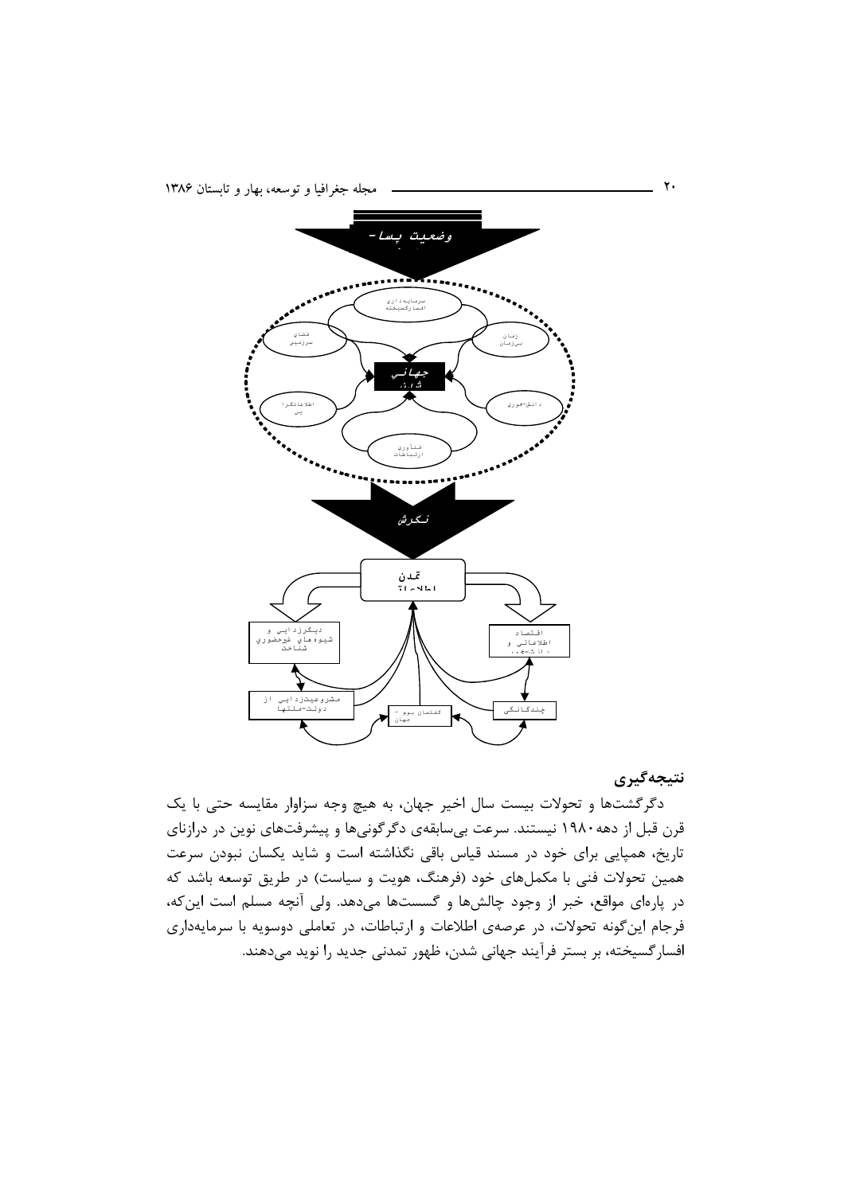## نتیجه‌گیری

دگرگشت‌ها و تحولات بیست سال اخیر جهان، به هیچ وجه سزاوار مقایسه حتی با یک قرن قبل از دهه ۱۹۸۰ نیستند. سرعت بی‌سابقه‌ی دگرگونی‌ها و پیشرفت‌های نوین در درازنای تاریخ، همپایی برای خود در مسند قیاس باقی نگذاشته است و شاید یکسان نبودن سرعت همین تحولات فنی با مکمل‌های خود (فرهنگ، هویت و سیاست) در طریق توسعه باشد که در پاره‌ای مواقع، خبر از وجود چالش‌ها و گسست‌ها می‌دهد. ولی آنچه مسلم است این‌که، فرجام این‌گونه تحولات، در عرصه‌ی اطلاعات و ارتباطات، در تعاملی دوسویه با سرمایه‌داری افسارگسیخته، بر بستر فرآیند جهانی شدن، ظهور تمدنی جدید را نوید می‌دهند.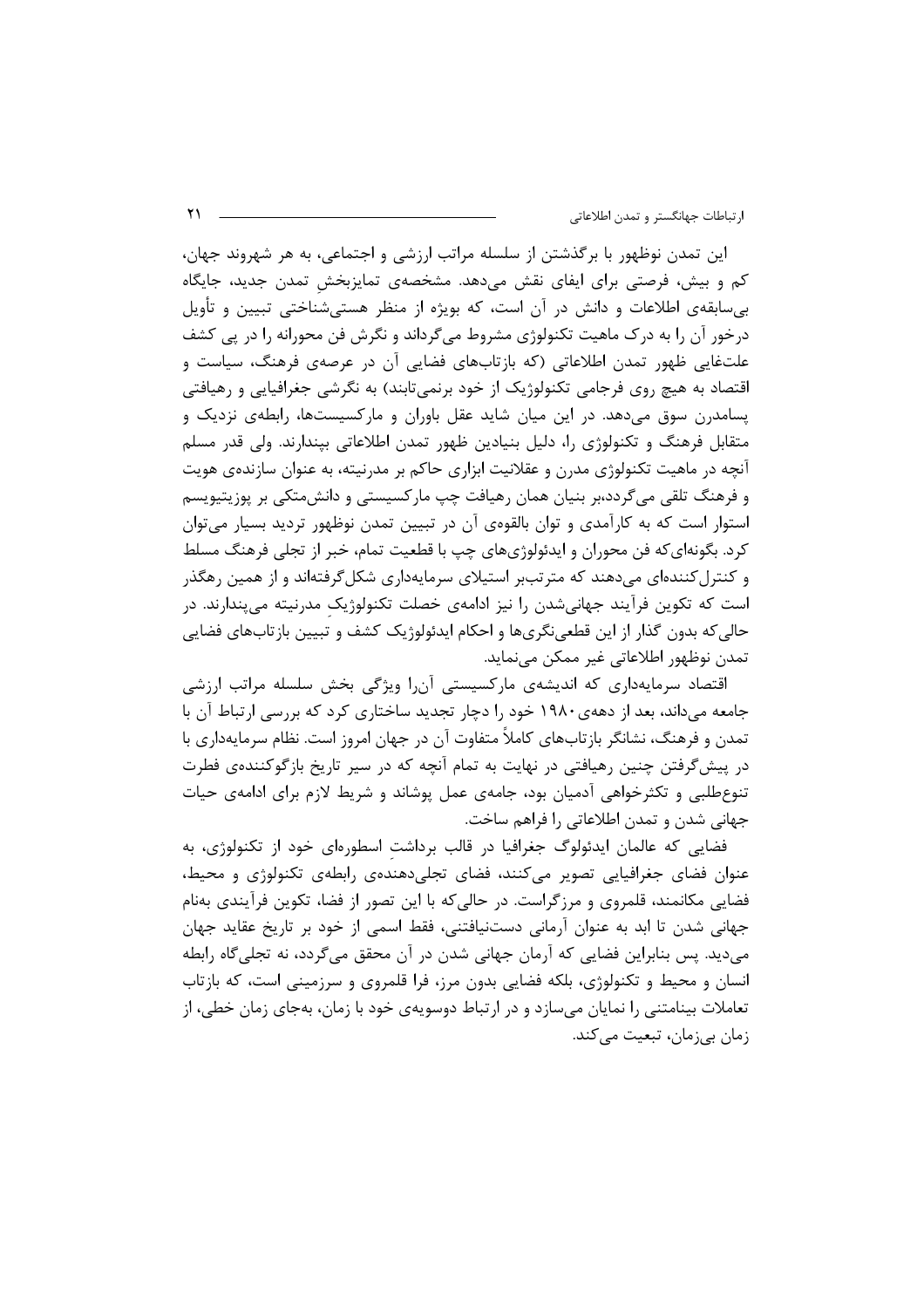این تمدن نوظهور با برگذشتن از سلسله مراتب ارزشی و اجتماعی، به هر شهروند جهان، کم و بیش، فرصتی برای ایفای نقش می‌دهد. مشخصه‌ی تمایزبخش تمدن جدید، جایگاه بی‌سابقه‌ی اطلاعات و دانش در آن است، که بویژه از منظر هستی‌شناختی تبیین و تأویل درخور آن را به درک ماهیت تکنولوژی مشروط می‌گرداند و نگرش فن محورانه را در پی کشف علت‌غایی ظهور تمدن اطلاعاتی (که بازتاب‌های فضایی آن در عرصه‌ی فرهنگ، سیاست و اقتصاد به هیچ روی فرجامی تکنولوژیک از خود برنمی‌تابند) به نگرشی جغرافیایی و رهیافتی پسامدرن سوق می‌دهد. در این میان شاید عقل باوران و مارکسیست‌ها، رابطه‌ی نزدیک و متقابل فرهنگ و تکنولوژی را، دلیل بنیادین ظهور تمدن اطلاعاتی بپندارند. ولی قدر مسلم آنچه در ماهیت تکنولوژی مدرن و عقلانیت ابزاری حاکم بر مدرنیته، به عنوان سازنده‌ی هویت و فرهنگ تلقی می‌گردد،بر بنیان همان رهیافت چپ مارکسیستی و دانش‌متکی بر پوزیتیویسم استوار است که به کارآمدی و توان بالقوه‌ی آن در تبیین تمدن نوظهور تردید بسیار می‌توان کرد. بگونه‌ای‌که فن محوران و ایدئولوژی‌های چپ با قطعیت تمام، خبر از تجلی فرهنگ مسلط و کنترل‌کننده‌ای می‌دهند که مترتب‌بر استیلای سرمایه‌داری شکل‌گرفته‌اند و از همین رهگذر است که تکوین فرآیند جهانی‌شدن را نیز ادامه‌ی خصلت تکنولوژیکِ مدرنیته می‌پندارند. در حالی‌که بدون گذار از این قطعی‌نگری‌ها و احکام ایدئولوژیک کشف و تبیین بازتاب‌های فضایی تمدن نوظهور اطلاعاتی غیر ممکن می‌نماید.

اقتصاد سرمایه‌داری که اندیشه‌ی مارکسیستی آن‌را ویژگی بخش سلسله مراتب ارزشی جامعه می‌داند، بعد از دهه‌ی ۱۹۸۰ خود را دچار تجدید ساختاری کرد که بررسی ارتباط آن با تمدن و فرهنگ، نشانگر بازتاب‌های کاملاً متفاوت آن در جهان امروز است. نظام سرمایه‌داری با در پیش‌گرفتن چنین رهیافتی در نهایت به تمام آنچه که در سیر تاریخ بازگوکننده‌ی فطرت تنوع‌طلبی و تکثرخواهی آدمیان بود، جامه‌ی عمل پوشاند و شریط لازم برای ادامه‌ی حیات جهانی شدن و تمدن اطلاعاتی را فراهم ساخت.

فضایی که عالمان ایدئولوگ جغرافیا در قالب برداشتِ اسطوره‌ای خود از تکنولوژی، به عنوان فضای جغرافیایی تصویر می‌کنند، فضای تجلی‌دهنده‌ی رابطه‌ی تکنولوژی و محیط، فضایی مکانمند، قلمروی و مرزگراست. در حالی‌که با این تصور از فضا، تکوین فرآیندی به‌نام جهانی شدن تا ابد به عنوان آرمانی دست‌نیافتنی، فقط اسمی از خود بر تاریخ عقاید جهان می‌دید. پس بنابراین فضایی که آرمان جهانی شدن در آن محقق می‌گردد، نه تجلی‌گاه رابطه انسان و محیط و تکنولوژی، بلکه فضایی بدون مرز، فرا قلمروی و سرزمینی است، که بازتاب تعاملات بینامتنی را نمایان می‌سازد و در ارتباط دوسویه‌ی خود با زمان، به‌جای زمان خطی، از زمان بی‌زمان، تبعیت می‌کند.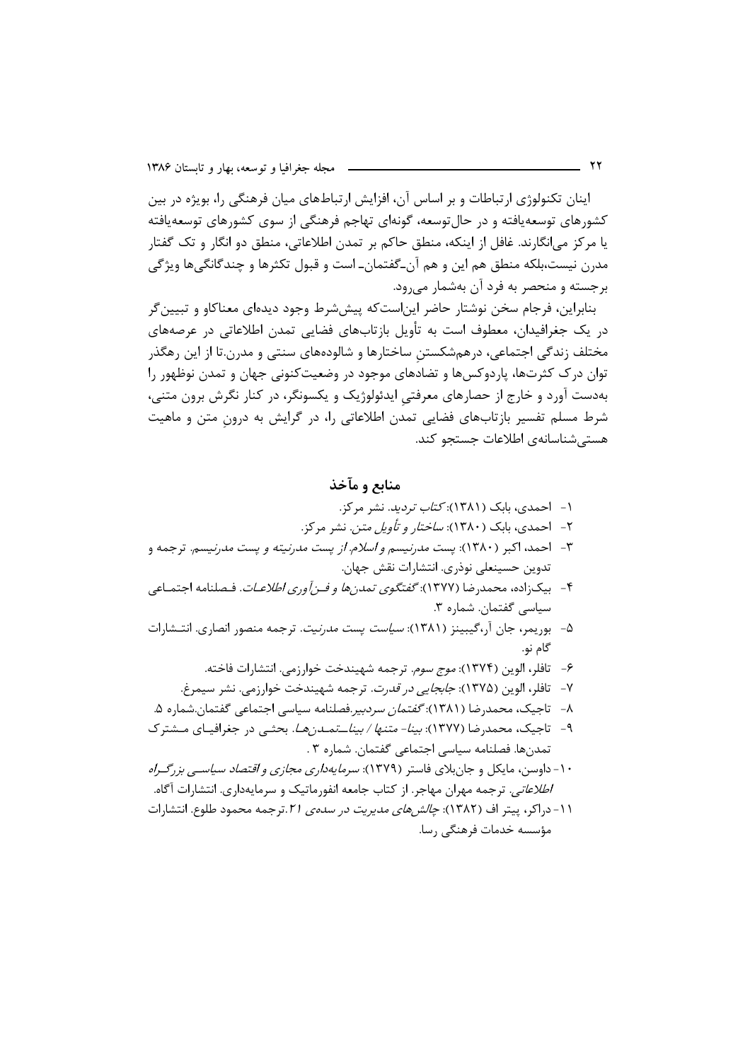اینان تکنولوژی ارتباطات و بر اساس آن، افزایش ارتباط‌های میان فرهنگی را، بویژه در بین کشورهای توسعه‌یافته و در حال‌توسعه، گونه‌ای تهاجم فرهنگی از سوی کشورهای توسعه‌یافته یا مرکز می‌انگارند. غافل از اینکه، منطق حاکم بر تمدن اطلاعاتی، منطق دو انگار و تک گفتار مدرن نیست،بلکه منطق هم این و هم آن-گفتمان- است و قبول تکثرها و چندگانگی‌ها ویژگی برجسته و منحصر به فرد آن به‌شمار می‌رود.

بنابراین، فرجام سخن نوشتار حاضر این‌است‌که پیش‌شرط وجود دیده‌ای معناکاو و تبیین‌گر در یک جغرافیدان، معطوف است به تأویل بازتاب‌های فضایی تمدن اطلاعاتی در عرصه‌های مختلف زندگی اجتماعی، درهم‌شکستنِ ساختارها و شالوده‌های سنتی و مدرن.تا از این رهگذر توان درک کثرت‌ها، پاردوکس‌ها و تضادهای موجود در وضعیت‌کنونی جهان و تمدن نوظهور را به‌دست آورد و خارج از حصارهای معرفتیِ ایدئولوژیک و یکسونگر، در کنار نگرش برون متنی، شرط مسلم تفسیر بازتاب‌های فضایی تمدن اطلاعاتی را، در گرایش به درونِ متن و ماهیت هستی‌شناسانه‌ی اطلاعات جستجو کند.

## منابع و مآخذ

۱- احمدی، بابک (۱۳۸۱): *کتاب تردید*. نشر مرکز.

۲- احمدی، بابک (۱۳۸۰): *ساختار و تأویل متن*. نشر مرکز.

۳- احمد، اکبر (۱۳۸۰): *پست مدرنیسم و اسلام.از پست مدرنیته و پست مدرنیسم*. ترجمه و تدوین حسینعلی نوذری. انتشارات نقش جهان.

۴- بیک‌زاده، محمدرضا (۱۳۷۷): *گفتگوی تمدن‌ها و فن‌آوری اطلاعات*. فصلنامه اجتماعی سیاسی گفتمان. شماره ۳.

۵- بوریمر، جان آر،گیبینز (۱۳۸۱): *سیاست پست مدرنیت*. ترجمه منصور انصاری. انتشارات گام نو.

۶- تافلر، الوین (۱۳۷۴): *موج سوم*. ترجمه شهیندخت خوارزمی. انتشارات فاخته.

۷- تافلر، الوین (۱۳۷۵): *جابجایی در قدرت*. ترجمه شهیندخت خوارزمی. نشر سیمرغ.

۸- تاجیک، محمدرضا (۱۳۸۱): *گفتمان سردبیر*.فصلنامه سیاسی اجتماعی گفتمان.شماره ۵.

۹- تاجیک، محمدرضا (۱۳۷۷): *بینا- متنها / بینا–تمدن‌ها*. بحثی در جغرافیای مشترک تمدن‌ها. فصلنامه سیاسی اجتماعی گفتمان. شماره ۳ .

۱۰- داوسن، مایکل و جان‌بلای فاستر (۱۳۷۹): *سرمایه‌داری مجازی و اقتصاد سیاسی بزرگراه اطلاعاتی*. ترجمه مهران مهاجر. از کتاب جامعه انفورماتیک و سرمایه‌داری. انتشارات آگاه.

۱۱- دراکر، پیتر اف (۱۳۸۲): *چالش‌های مدیریت در سده‌ی ۲۱*.ترجمه محمود طلوع. انتشارات مؤسسه خدمات فرهنگی رسا.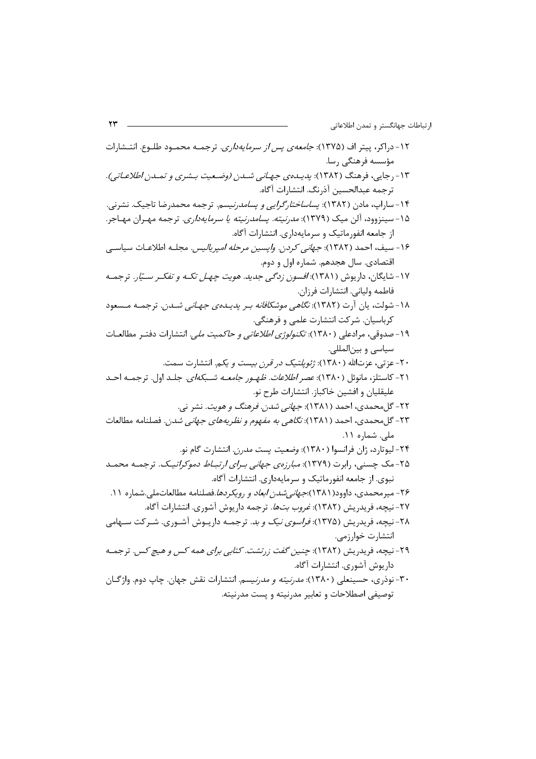۱۲- دراکر، پیتر اف (۱۳۷۵): *جامعه‌ی پس از سرمایه‌داری*. ترجمه محمود طلوع. انتشارات مؤسسه فرهنگی رسا.

۱۳- رجایی، فرهنگ (۱۳۸۲): *پدیده‌ی جهانی شدن (وضعیت بشری و تمدن اطلاعاتی)*. ترجمه عبدالحسین آذرنگ. انتشارات آگاه.

۱۴- ساراپ، مادن (۱۳۸۲): *پساساختارگرایی و پسامدرنیسم*. ترجمه محمدرضا تاجیک. نشرنی.

۱۵- سینزوود، آلن میک (۱۳۷۹): *مدرنیته. پسامدرنیته یا سرمایه‌داری*. ترجمه مهران مهاجر. از جامعه انفورماتیک و سرمایه‌داری. انتشارات آگاه.

۱۶- سیف، احمد (۱۳۸۲): *جهانی کردن. واپسین مرحله امپریالیس*. مجله اطلاعات سیاسی اقتصادی. سال هجدهم. شماره اول و دوم.

۱۷- شایگان، داریوش (۱۳۸۱): *افسون زدگی جدید. هویت چهل تکه و تفکر سیّار*. ترجمه فاطمه ولیانی. انتشارات فرزان.

۱۸- شولت، یان آرت (۱۳۸۲): *نگاهی موشکافانه بر پدیده‌ی جهانی شدن*. ترجمه مسعود کرباسیان. شرکت انتشارات علمی و فرهنگی.

۱۹- صدوقی، مرادعلی (۱۳۸۰): *تکنولوژی اطلاعاتی و حاکمیت ملی*. انتشارات دفتر مطالعات سیاسی و بین‌المللی.

۲۰- عزتی، عزت‌الله (۱۳۸۰): *ژئوپلتیک در قرن بیست و یکم*. انتشارت سمت.

۲۱- کاستلز، مانوئل (۱۳۸۰): *عصر اطلاعات. ظهور جامعه شبکه‌ای*. جلد اول. ترجمه احد علیقلیان و افشین خاکباز. انتشارات طرح نو.

۲۲- گل‌محمدی، احمد (۱۳۸۱): *جهانی شدن. فرهنگ و هویت*. نشر نی.

۲۳- گل‌محمدی، احمد (۱۳۸۱): *نگاهی به مفهوم و نظریه‌های جهانی شدن*. فصلنامه مطالعات ملی. شماره ۱۱.

۲۴- لیوتارد، ژان فرانسوا (۱۳۸۰): *وضعیت پست مدرن*. انتشارت گام نو.

۲۵- مک چسنی، رابرت (۱۳۷۹): *مبارزه‌ی جهانی برای ارتباط دموکراتیک*. ترجمه محمد نبوی. از جامعه انفورماتیک و سرمایه‌داری. انتشارات آگاه.

۲۶- میرمحمدی، داوود(۱۳۸۱):*جهانی‌شدن ابعاد و رویکردها*.فصلنامه مطالعات‌ملی.شماره ۱۱.

۲۷- نیچه، فریدریش (۱۳۸۲): *غروب بت‌ها*. ترجمه داریوش آشوری. انتشارات آگاه.

۲۸- نیچه، فریدریش (۱۳۷۵): *فراسوی نیک و بد*. ترجمه داریوش آشوری. شرکت سهامی انتشارت خوارزمی.

۲۹- نیچه، فریدریش (۱۳۸۲): *چنین گفت زرتشت. کتابی برای همه کس و هیچ کس*. ترجمه داریوش آشوری. انتشارات آگاه.

۳۰- نوذری، حسینعلی (۱۳۸۰): *مدرنیته و مدرنیسم*. انتشارات نقش جهان. چاپ دوم. واژگان توصیفی اصطلاحات و تعابیر مدرنیته و پست مدرنیته.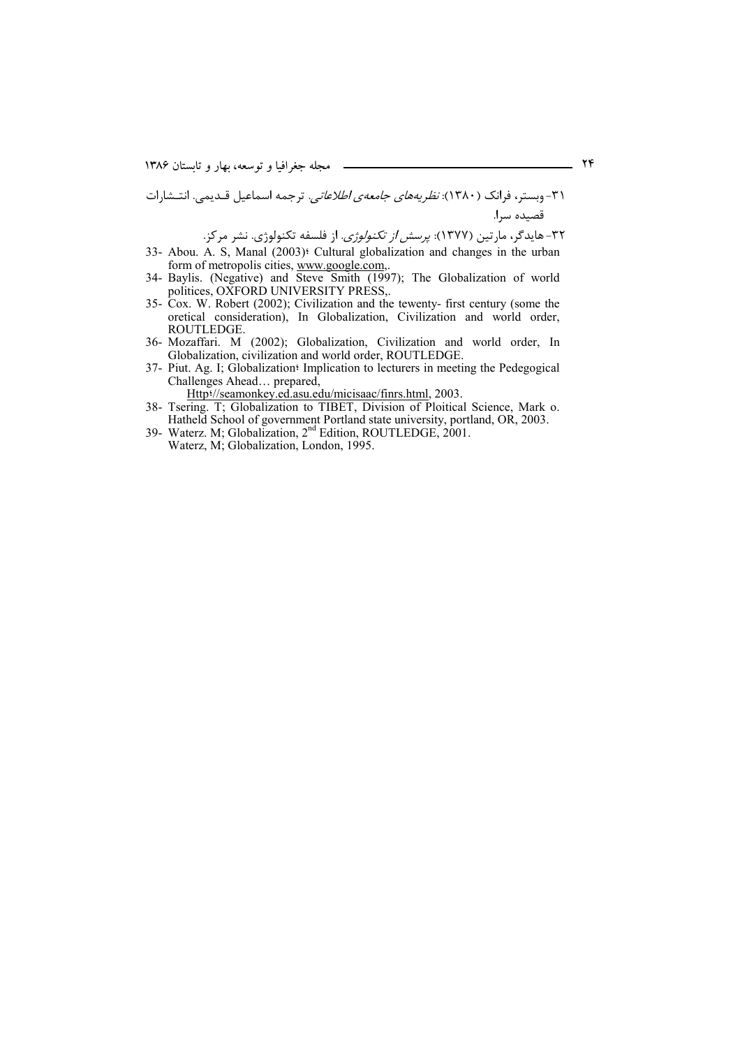۳۱- وبستر، فرانک (۱۳۸۰): *نظریه‌های جامعه‌ی اطلاعاتی*. ترجمه اسماعیل قـدیمی. انتـشارات قصیده سرا.

۳۲- هایدگر، مارتین (۱۳۷۷): *پرسش از تکنولوژی*. از فلسفه تکنولوژی. نشر مرکز.

33- Abou. A. S, Manal (2003)؛ Cultural globalization and changes in the urban form of metropolis cities, www.google.com,.

34- Baylis. (Negative) and Steve Smith (1997); The Globalization of world politices, OXFORD UNIVERSITY PRESS,.

35- Cox. W. Robert (2002); Civilization and the tewenty- first century (some the oretical consideration), In Globalization, Civilization and world order, ROUTLEDGE.

36- Mozaffari. M (2002); Globalization, Civilization and world order, In Globalization, civilization and world order, ROUTLEDGE.

37- Piut. Ag. I; Globalization؛ Implication to lecturers in meeting the Pedegogical Challenges Ahead… prepared, Http؛//seamonkey.ed.asu.edu/micisaac/finrs.html, 2003.

38- Tsering. T; Globalization to TIBET, Division of Ploitical Science, Mark o. Hatheld School of government Portland state university, portland, OR, 2003.

39- Waterz. M; Globalization, 2nd Edition, ROUTLEDGE, 2001.
Waterz, M; Globalization, London, 1995.